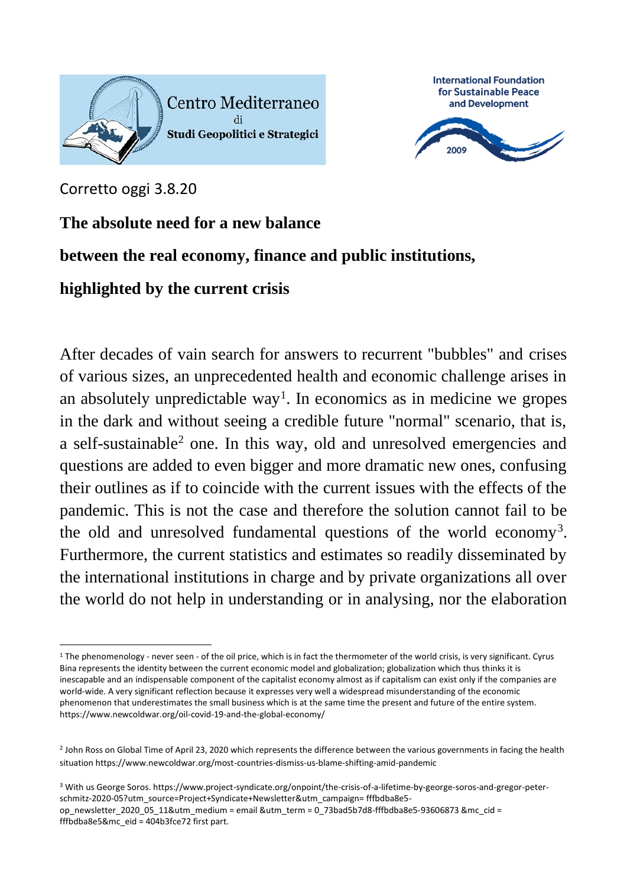Centro Mediterraneo di Studi Geopolitici e Strategici

International Foundation for Sustainable Peace and Development 2009

Corretto oggi 3.8.20

# The absolute need for a new balance between the real economy, finance and public institutions, highlighted by the current crisis

After decades of vain search for answers to recurrent "bubbles" and crises of various sizes, an unprecedented health and economic challenge arises in an absolutely unpredictable way[1]. In economics as in medicine we gropes in the dark and without seeing a credible future "normal" scenario, that is, a self-sustainable[2] one. In this way, old and unresolved emergencies and questions are added to even bigger and more dramatic new ones, confusing their outlines as if to coincide with the current issues with the effects of the pandemic. This is not the case and therefore the solution cannot fail to be the old and unresolved fundamental questions of the world economy[3]. Furthermore, the current statistics and estimates so readily disseminated by the international institutions in charge and by private organizations all over the world do not help in understanding or in analysing, nor the elaboration

---

[1] The phenomenology - never seen - of the oil price, which is in fact the thermometer of the world crisis, is very significant. Cyrus Bina represents the identity between the current economic model and globalization; globalization which thus thinks it is inescapable and an indispensable component of the capitalist economy almost as if capitalism can exist only if the companies are world-wide. A very significant reflection because it expresses very well a widespread misunderstanding of the economic phenomenon that underestimates the small business which is at the same time the present and future of the entire system. https://www.newcoldwar.org/oil-covid-19-and-the-global-economy/

[2] John Ross on Global Time of April 23, 2020 which represents the difference between the various governments in facing the health situation https://www.newcoldwar.org/most-countries-dismiss-us-blame-shifting-amid-pandemic

[3] With us George Soros. https://www.project-syndicate.org/onpoint/the-crisis-of-a-lifetime-by-george-soros-and-gregor-peter-schmitz-2020-05?utm_source=Project+Syndicate+Newsletter&utm_campaign= fffbdba8e5-op_newsletter_2020_05_11&utm_medium = email &utm_term = 0_73bad5b7d8-fffbdba8e5-93606873 &mc_cid = fffbdba8e5&mc_eid = 404b3fce72 first part.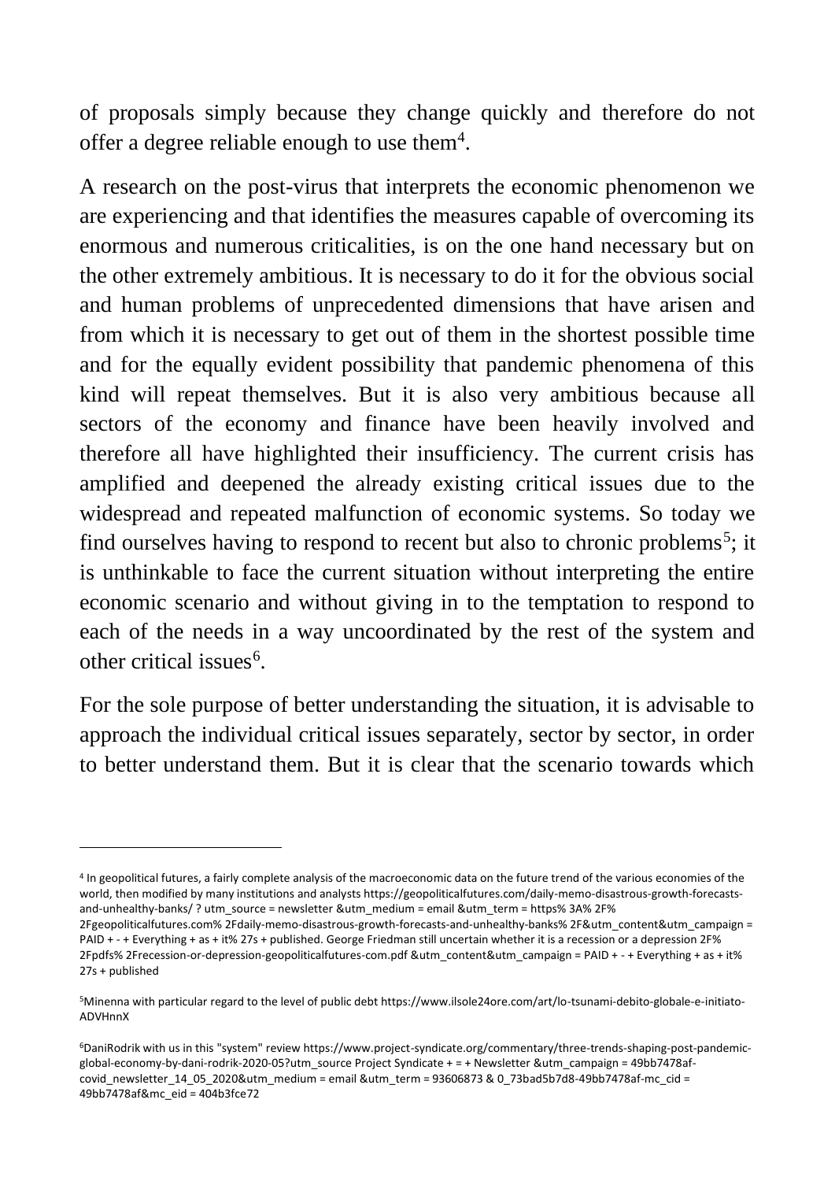of proposals simply because they change quickly and therefore do not offer a degree reliable enough to use them[4].

A research on the post-virus that interprets the economic phenomenon we are experiencing and that identifies the measures capable of overcoming its enormous and numerous criticalities, is on the one hand necessary but on the other extremely ambitious. It is necessary to do it for the obvious social and human problems of unprecedented dimensions that have arisen and from which it is necessary to get out of them in the shortest possible time and for the equally evident possibility that pandemic phenomena of this kind will repeat themselves. But it is also very ambitious because all sectors of the economy and finance have been heavily involved and therefore all have highlighted their insufficiency. The current crisis has amplified and deepened the already existing critical issues due to the widespread and repeated malfunction of economic systems. So today we find ourselves having to respond to recent but also to chronic problems[5]; it is unthinkable to face the current situation without interpreting the entire economic scenario and without giving in to the temptation to respond to each of the needs in a way uncoordinated by the rest of the system and other critical issues[6].

For the sole purpose of better understanding the situation, it is advisable to approach the individual critical issues separately, sector by sector, in order to better understand them. But it is clear that the scenario towards which

---

[4] In geopolitical futures, a fairly complete analysis of the macroeconomic data on the future trend of the various economies of the world, then modified by many institutions and analysts https://geopoliticalfutures.com/daily-memo-disastrous-growth-forecasts-and-unhealthy-banks/ ? utm_source = newsletter &utm_medium = email &utm_term = https% 3A% 2F% 2Fgeopoliticalfutures.com% 2Fdaily-memo-disastrous-growth-forecasts-and-unhealthy-banks% 2F&utm_content&utm_campaign = PAID + - + Everything + as + it% 27s + published. George Friedman still uncertain whether it is a recession or a depression 2F% 2Fpdfs% 2Frecession-or-depression-geopoliticalfutures-com.pdf &utm_content&utm_campaign = PAID + - + Everything + as + it% 27s + published

[5] Minenna with particular regard to the level of public debt https://www.ilsole24ore.com/art/lo-tsunami-debito-globale-e-initiato-ADVHnnX

[6] DaniRodrik with us in this "system" review https://www.project-syndicate.org/commentary/three-trends-shaping-post-pandemic-global-economy-by-dani-rodrik-2020-05?utm_source Project Syndicate + = + Newsletter &utm_campaign = 49bb7478af-covid_newsletter_14_05_2020&utm_medium = email &utm_term = 93606873 & 0_73bad5b7d8-49bb7478af-mc_cid = 49bb7478af&mc_eid = 404b3fce72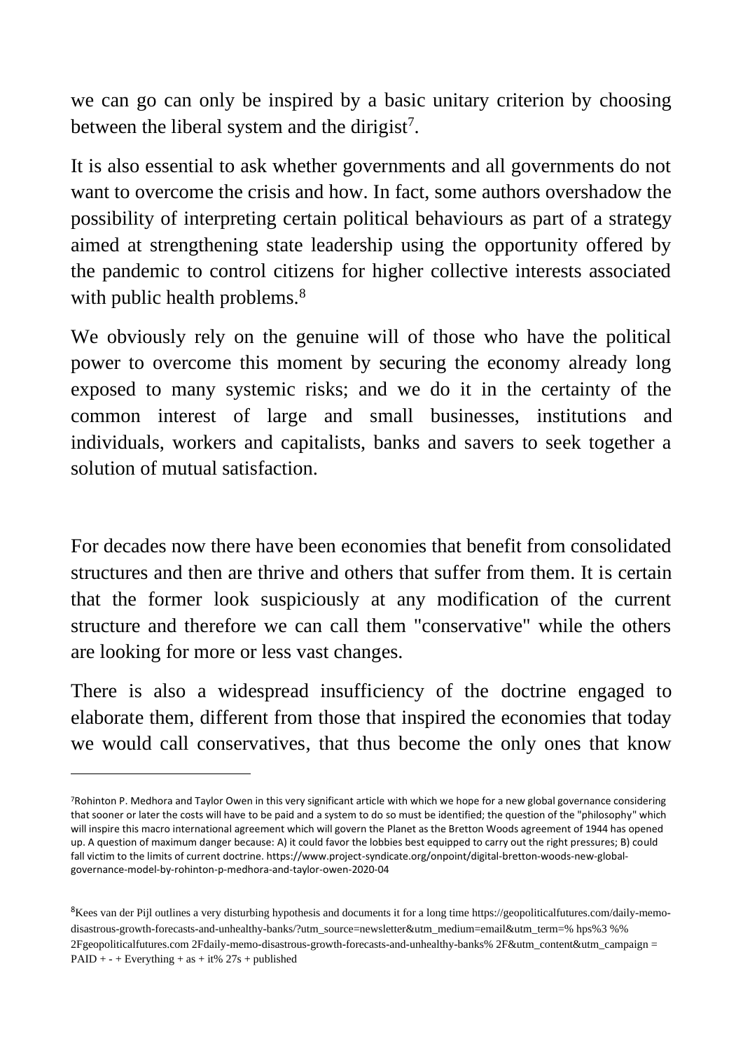we can go can only be inspired by a basic unitary criterion by choosing between the liberal system and the dirigist[7].

It is also essential to ask whether governments and all governments do not want to overcome the crisis and how. In fact, some authors overshadow the possibility of interpreting certain political behaviours as part of a strategy aimed at strengthening state leadership using the opportunity offered by the pandemic to control citizens for higher collective interests associated with public health problems.[8]

We obviously rely on the genuine will of those who have the political power to overcome this moment by securing the economy already long exposed to many systemic risks; and we do it in the certainty of the common interest of large and small businesses, institutions and individuals, workers and capitalists, banks and savers to seek together a solution of mutual satisfaction.

For decades now there have been economies that benefit from consolidated structures and then are thrive and others that suffer from them. It is certain that the former look suspiciously at any modification of the current structure and therefore we can call them "conservative" while the others are looking for more or less vast changes.

There is also a widespread insufficiency of the doctrine engaged to elaborate them, different from those that inspired the economies that today we would call conservatives, that thus become the only ones that know

---

[7]Rohinton P. Medhora and Taylor Owen in this very significant article with which we hope for a new global governance considering that sooner or later the costs will have to be paid and a system to do so must be identified; the question of the "philosophy" which will inspire this macro international agreement which will govern the Planet as the Bretton Woods agreement of 1944 has opened up. A question of maximum danger because: A) it could favor the lobbies best equipped to carry out the right pressures; B) could fall victim to the limits of current doctrine. https://www.project-syndicate.org/onpoint/digital-bretton-woods-new-global-governance-model-by-rohinton-p-medhora-and-taylor-owen-2020-04

[8]Kees van der Pijl outlines a very disturbing hypothesis and documents it for a long time https://geopoliticalfutures.com/daily-memo-disastrous-growth-forecasts-and-unhealthy-banks/?utm_source=newsletter&utm_medium=email&utm_term=% hps%3 %% 2Fgeopoliticalfutures.com 2Fdaily-memo-disastrous-growth-forecasts-and-unhealthy-banks% 2F&utm_content&utm_campaign = PAID + - + Everything + as + it% 27s + published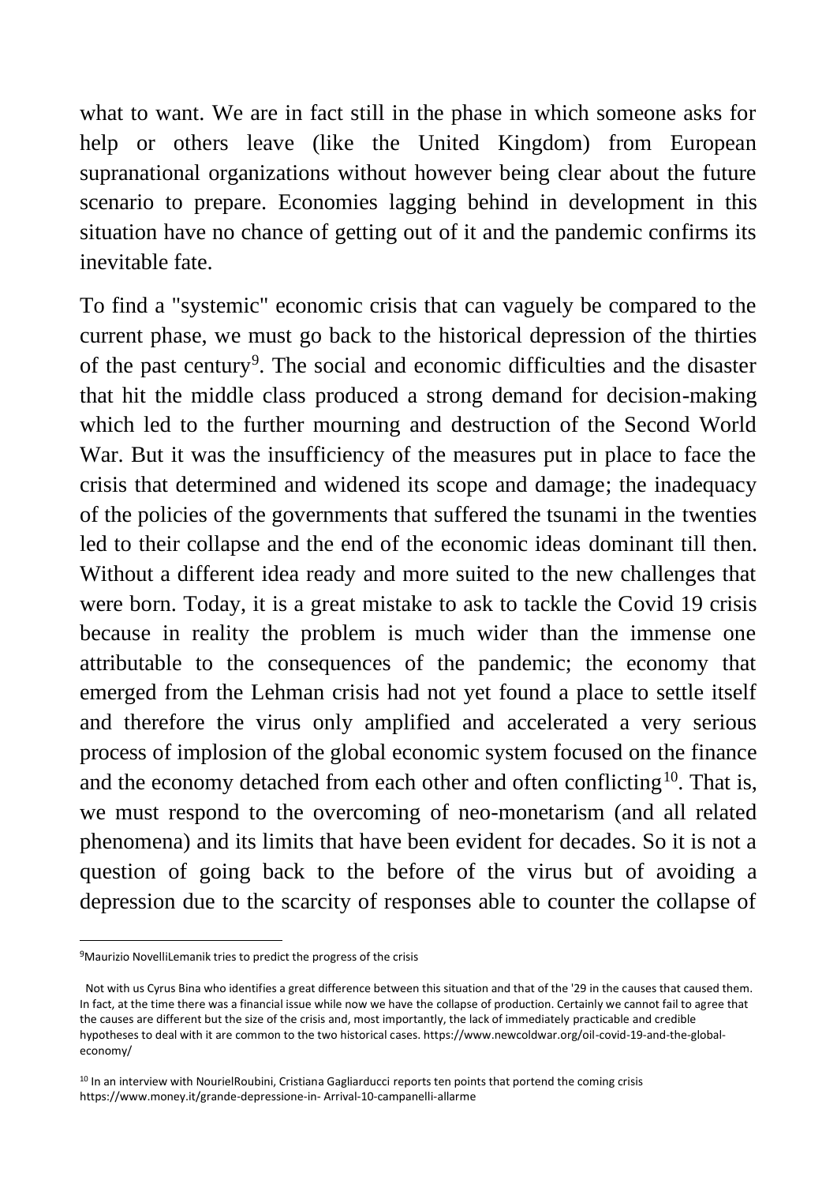what to want. We are in fact still in the phase in which someone asks for help or others leave (like the United Kingdom) from European supranational organizations without however being clear about the future scenario to prepare. Economies lagging behind in development in this situation have no chance of getting out of it and the pandemic confirms its inevitable fate.

To find a "systemic" economic crisis that can vaguely be compared to the current phase, we must go back to the historical depression of the thirties of the past century[9]. The social and economic difficulties and the disaster that hit the middle class produced a strong demand for decision-making which led to the further mourning and destruction of the Second World War. But it was the insufficiency of the measures put in place to face the crisis that determined and widened its scope and damage; the inadequacy of the policies of the governments that suffered the tsunami in the twenties led to their collapse and the end of the economic ideas dominant till then. Without a different idea ready and more suited to the new challenges that were born. Today, it is a great mistake to ask to tackle the Covid 19 crisis because in reality the problem is much wider than the immense one attributable to the consequences of the pandemic; the economy that emerged from the Lehman crisis had not yet found a place to settle itself and therefore the virus only amplified and accelerated a very serious process of implosion of the global economic system focused on the finance and the economy detached from each other and often conflicting[10]. That is, we must respond to the overcoming of neo-monetarism (and all related phenomena) and its limits that have been evident for decades. So it is not a question of going back to the before of the virus but of avoiding a depression due to the scarcity of responses able to counter the collapse of

---

[9] Maurizio NovelliLemanik tries to predict the progress of the crisis

Not with us Cyrus Bina who identifies a great difference between this situation and that of the '29 in the causes that caused them. In fact, at the time there was a financial issue while now we have the collapse of production. Certainly we cannot fail to agree that the causes are different but the size of the crisis and, most importantly, the lack of immediately practicable and credible hypotheses to deal with it are common to the two historical cases. https://www.newcoldwar.org/oil-covid-19-and-the-global-economy/

[10] In an interview with NourielRoubini, Cristiana Gagliarducci reports ten points that portend the coming crisis https://www.money.it/grande-depressione-in- Arrival-10-campanelli-allarme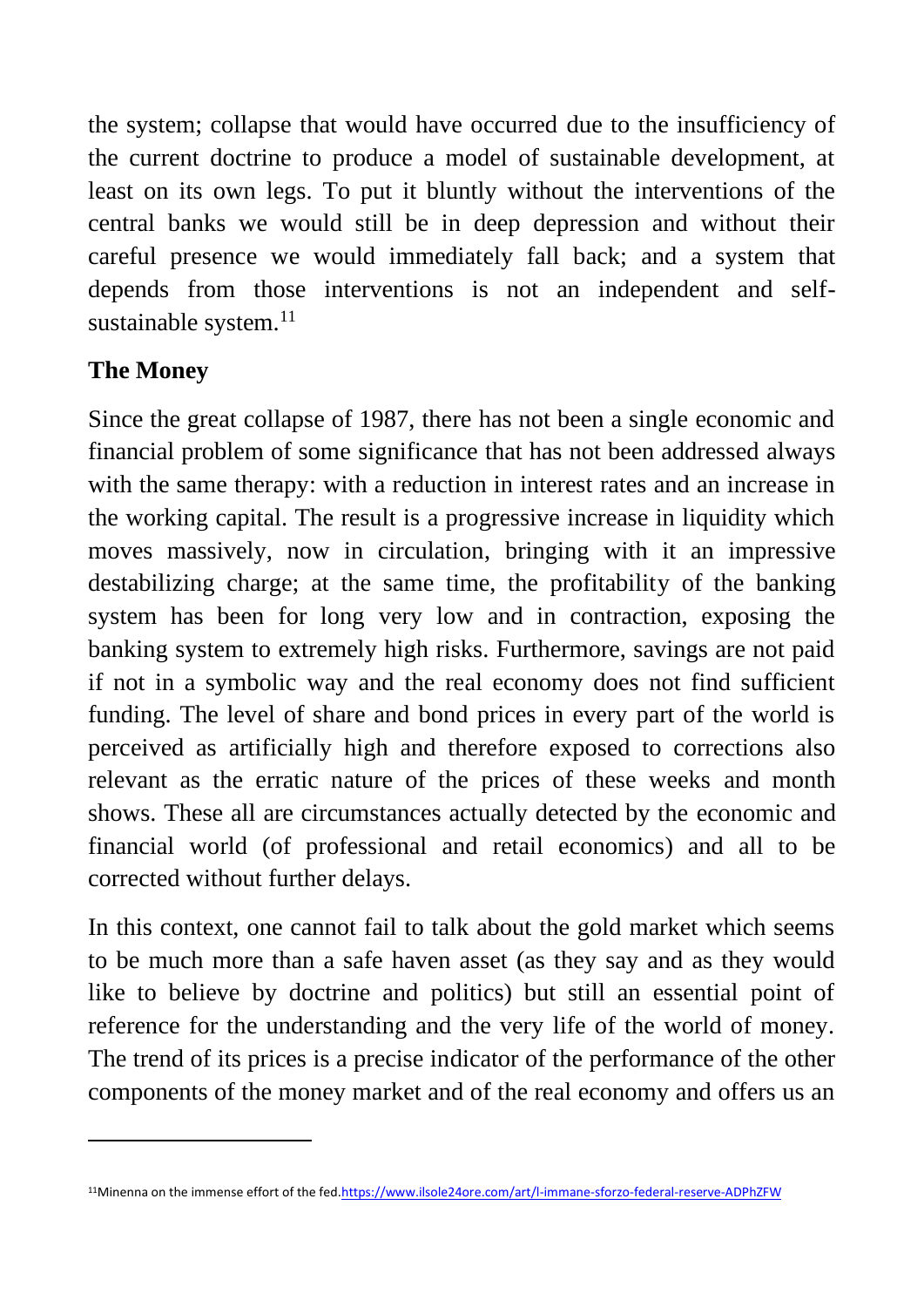the system; collapse that would have occurred due to the insufficiency of the current doctrine to produce a model of sustainable development, at least on its own legs. To put it bluntly without the interventions of the central banks we would still be in deep depression and without their careful presence we would immediately fall back; and a system that depends from those interventions is not an independent and self-sustainable system.[11]

## The Money

Since the great collapse of 1987, there has not been a single economic and financial problem of some significance that has not been addressed always with the same therapy: with a reduction in interest rates and an increase in the working capital. The result is a progressive increase in liquidity which moves massively, now in circulation, bringing with it an impressive destabilizing charge; at the same time, the profitability of the banking system has been for long very low and in contraction, exposing the banking system to extremely high risks. Furthermore, savings are not paid if not in a symbolic way and the real economy does not find sufficient funding. The level of share and bond prices in every part of the world is perceived as artificially high and therefore exposed to corrections also relevant as the erratic nature of the prices of these weeks and month shows. These all are circumstances actually detected by the economic and financial world (of professional and retail economics) and all to be corrected without further delays.

In this context, one cannot fail to talk about the gold market which seems to be much more than a safe haven asset (as they say and as they would like to believe by doctrine and politics) but still an essential point of reference for the understanding and the very life of the world of money. The trend of its prices is a precise indicator of the performance of the other components of the money market and of the real economy and offers us an

[11] Minenna on the immense effort of the fed. https://www.ilsole24ore.com/art/l-immane-sforzo-federal-reserve-ADPhZFW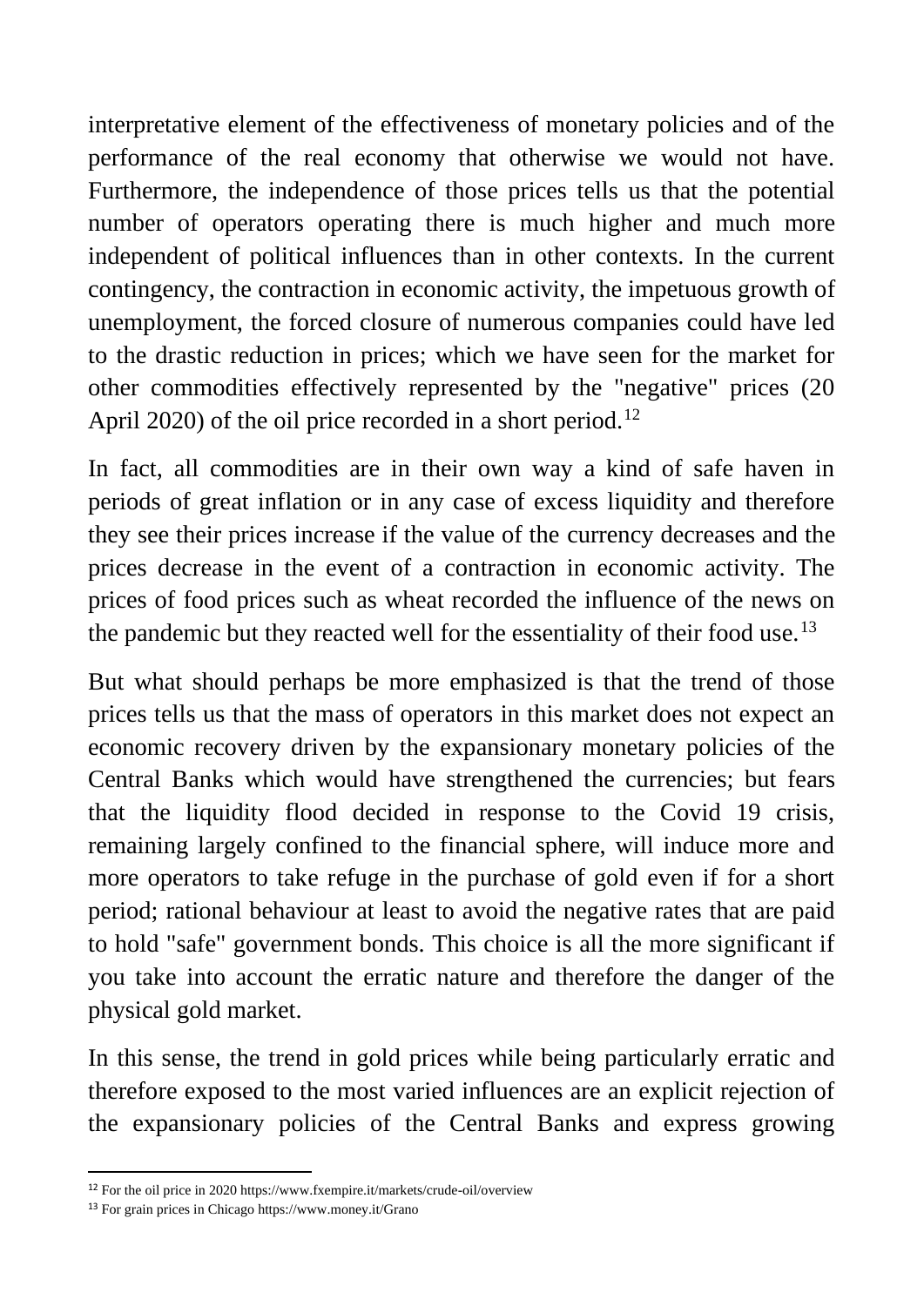interpretative element of the effectiveness of monetary policies and of the performance of the real economy that otherwise we would not have. Furthermore, the independence of those prices tells us that the potential number of operators operating there is much higher and much more independent of political influences than in other contexts. In the current contingency, the contraction in economic activity, the impetuous growth of unemployment, the forced closure of numerous companies could have led to the drastic reduction in prices; which we have seen for the market for other commodities effectively represented by the "negative" prices (20 April 2020) of the oil price recorded in a short period.[12]

In fact, all commodities are in their own way a kind of safe haven in periods of great inflation or in any case of excess liquidity and therefore they see their prices increase if the value of the currency decreases and the prices decrease in the event of a contraction in economic activity. The prices of food prices such as wheat recorded the influence of the news on the pandemic but they reacted well for the essentiality of their food use.[13]

But what should perhaps be more emphasized is that the trend of those prices tells us that the mass of operators in this market does not expect an economic recovery driven by the expansionary monetary policies of the Central Banks which would have strengthened the currencies; but fears that the liquidity flood decided in response to the Covid 19 crisis, remaining largely confined to the financial sphere, will induce more and more operators to take refuge in the purchase of gold even if for a short period; rational behaviour at least to avoid the negative rates that are paid to hold "safe" government bonds. This choice is all the more significant if you take into account the erratic nature and therefore the danger of the physical gold market.

In this sense, the trend in gold prices while being particularly erratic and therefore exposed to the most varied influences are an explicit rejection of the expansionary policies of the Central Banks and express growing

---

[12] For the oil price in 2020 https://www.fxempire.it/markets/crude-oil/overview

[13] For grain prices in Chicago https://www.money.it/Grano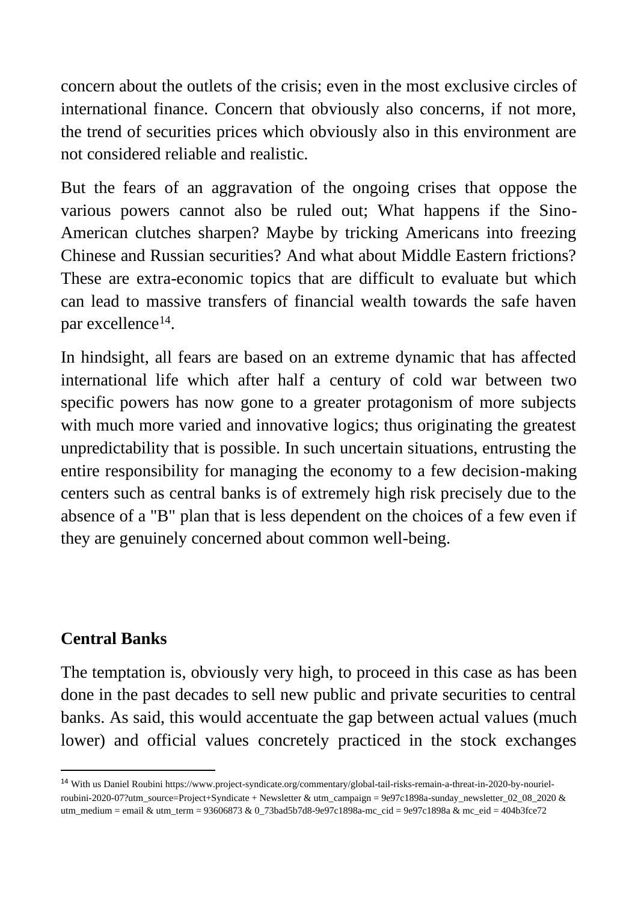concern about the outlets of the crisis; even in the most exclusive circles of international finance. Concern that obviously also concerns, if not more, the trend of securities prices which obviously also in this environment are not considered reliable and realistic.

But the fears of an aggravation of the ongoing crises that oppose the various powers cannot also be ruled out; What happens if the Sino-American clutches sharpen? Maybe by tricking Americans into freezing Chinese and Russian securities? And what about Middle Eastern frictions? These are extra-economic topics that are difficult to evaluate but which can lead to massive transfers of financial wealth towards the safe haven par excellence[14].

In hindsight, all fears are based on an extreme dynamic that has affected international life which after half a century of cold war between two specific powers has now gone to a greater protagonism of more subjects with much more varied and innovative logics; thus originating the greatest unpredictability that is possible. In such uncertain situations, entrusting the entire responsibility for managing the economy to a few decision-making centers such as central banks is of extremely high risk precisely due to the absence of a "B" plan that is less dependent on the choices of a few even if they are genuinely concerned about common well-being.

## Central Banks

The temptation is, obviously very high, to proceed in this case as has been done in the past decades to sell new public and private securities to central banks. As said, this would accentuate the gap between actual values (much lower) and official values concretely practiced in the stock exchanges

---

[14] With us Daniel Roubini https://www.project-syndicate.org/commentary/global-tail-risks-remain-a-threat-in-2020-by-nouriel-roubini-2020-07?utm_source=Project+Syndicate + Newsletter & utm_campaign = 9e97c1898a-sunday_newsletter_02_08_2020 & utm_medium = email & utm_term = 93606873 & 0_73bad5b7d8-9e97c1898a-mc_cid = 9e97c1898a & mc_eid = 404b3fce72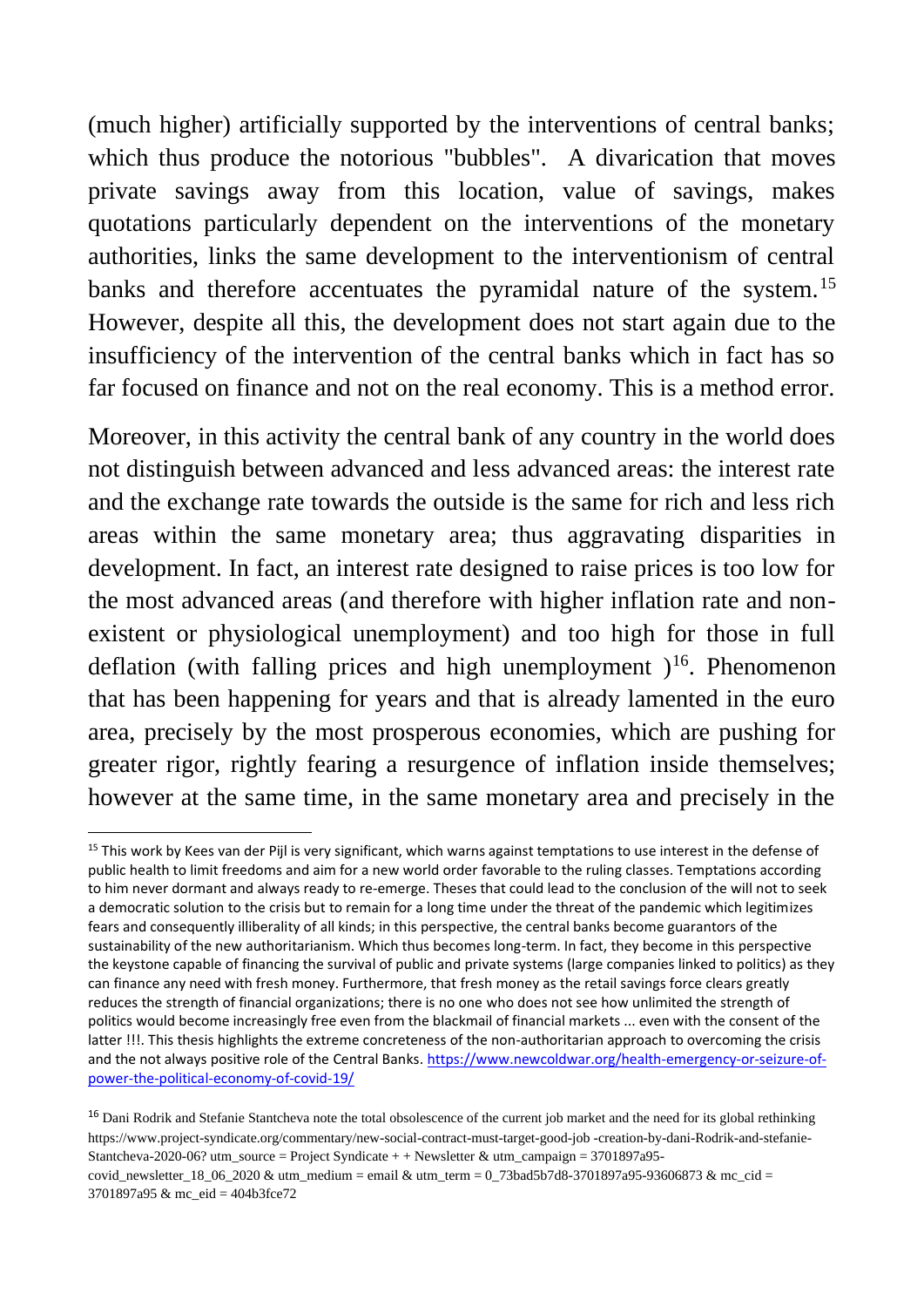(much higher) artificially supported by the interventions of central banks; which thus produce the notorious "bubbles". A divarication that moves private savings away from this location, value of savings, makes quotations particularly dependent on the interventions of the monetary authorities, links the same development to the interventionism of central banks and therefore accentuates the pyramidal nature of the system.[15] However, despite all this, the development does not start again due to the insufficiency of the intervention of the central banks which in fact has so far focused on finance and not on the real economy. This is a method error.

Moreover, in this activity the central bank of any country in the world does not distinguish between advanced and less advanced areas: the interest rate and the exchange rate towards the outside is the same for rich and less rich areas within the same monetary area; thus aggravating disparities in development. In fact, an interest rate designed to raise prices is too low for the most advanced areas (and therefore with higher inflation rate and non-existent or physiological unemployment) and too high for those in full deflation (with falling prices and high unemployment )[16]. Phenomenon that has been happening for years and that is already lamented in the euro area, precisely by the most prosperous economies, which are pushing for greater rigor, rightly fearing a resurgence of inflation inside themselves; however at the same time, in the same monetary area and precisely in the

---

[15] This work by Kees van der Pijl is very significant, which warns against temptations to use interest in the defense of public health to limit freedoms and aim for a new world order favorable to the ruling classes. Temptations according to him never dormant and always ready to re-emerge. Theses that could lead to the conclusion of the will not to seek a democratic solution to the crisis but to remain for a long time under the threat of the pandemic which legitimizes fears and consequently illiberality of all kinds; in this perspective, the central banks become guarantors of the sustainability of the new authoritarianism. Which thus becomes long-term. In fact, they become in this perspective the keystone capable of financing the survival of public and private systems (large companies linked to politics) as they can finance any need with fresh money. Furthermore, that fresh money as the retail savings force clears greatly reduces the strength of financial organizations; there is no one who does not see how unlimited the strength of politics would become increasingly free even from the blackmail of financial markets ... even with the consent of the latter !!!. This thesis highlights the extreme concreteness of the non-authoritarian approach to overcoming the crisis and the not always positive role of the Central Banks. https://www.newcoldwar.org/health-emergency-or-seizure-of-power-the-political-economy-of-covid-19/

[16] Dani Rodrik and Stefanie Stantcheva note the total obsolescence of the current job market and the need for its global rethinking https://www.project-syndicate.org/commentary/new-social-contract-must-target-good-job -creation-by-dani-Rodrik-and-stefanie-Stantcheva-2020-06? utm_source = Project Syndicate + + Newsletter & utm_campaign = 3701897a95-covid_newsletter_18_06_2020 & utm_medium = email & utm_term = 0_73bad5b7d8-3701897a95-93606873 & mc_cid = 3701897a95 & mc_eid = 404b3fce72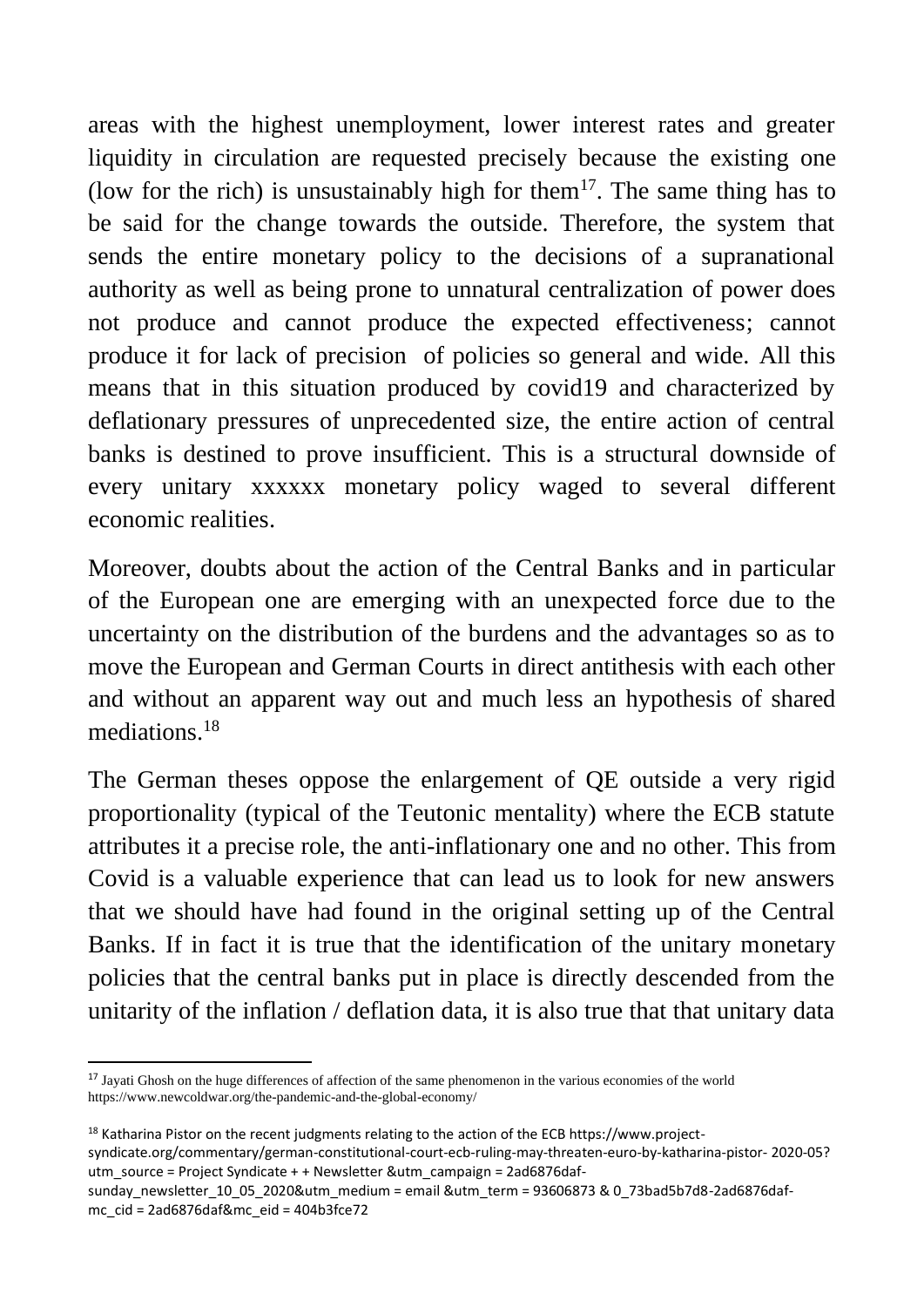areas with the highest unemployment, lower interest rates and greater liquidity in circulation are requested precisely because the existing one (low for the rich) is unsustainably high for them[17]. The same thing has to be said for the change towards the outside. Therefore, the system that sends the entire monetary policy to the decisions of a supranational authority as well as being prone to unnatural centralization of power does not produce and cannot produce the expected effectiveness; cannot produce it for lack of precision of policies so general and wide. All this means that in this situation produced by covid19 and characterized by deflationary pressures of unprecedented size, the entire action of central banks is destined to prove insufficient. This is a structural downside of every unitary xxxxxx monetary policy waged to several different economic realities.

Moreover, doubts about the action of the Central Banks and in particular of the European one are emerging with an unexpected force due to the uncertainty on the distribution of the burdens and the advantages so as to move the European and German Courts in direct antithesis with each other and without an apparent way out and much less an hypothesis of shared mediations.[18]

The German theses oppose the enlargement of QE outside a very rigid proportionality (typical of the Teutonic mentality) where the ECB statute attributes it a precise role, the anti-inflationary one and no other. This from Covid is a valuable experience that can lead us to look for new answers that we should have had found in the original setting up of the Central Banks. If in fact it is true that the identification of the unitary monetary policies that the central banks put in place is directly descended from the unitarity of the inflation / deflation data, it is also true that that unitary data

---

[17] Jayati Ghosh on the huge differences of affection of the same phenomenon in the various economies of the world https://www.newcoldwar.org/the-pandemic-and-the-global-economy/

[18] Katharina Pistor on the recent judgments relating to the action of the ECB https://www.project-syndicate.org/commentary/german-constitutional-court-ecb-ruling-may-threaten-euro-by-katharina-pistor- 2020-05?utm_source = Project Syndicate + + Newsletter &utm_campaign = 2ad6876daf-sunday_newsletter_10_05_2020&utm_medium = email &utm_term = 93606873 & 0_73bad5b7d8-2ad6876daf-mc_cid = 2ad6876daf&mc_eid = 404b3fce72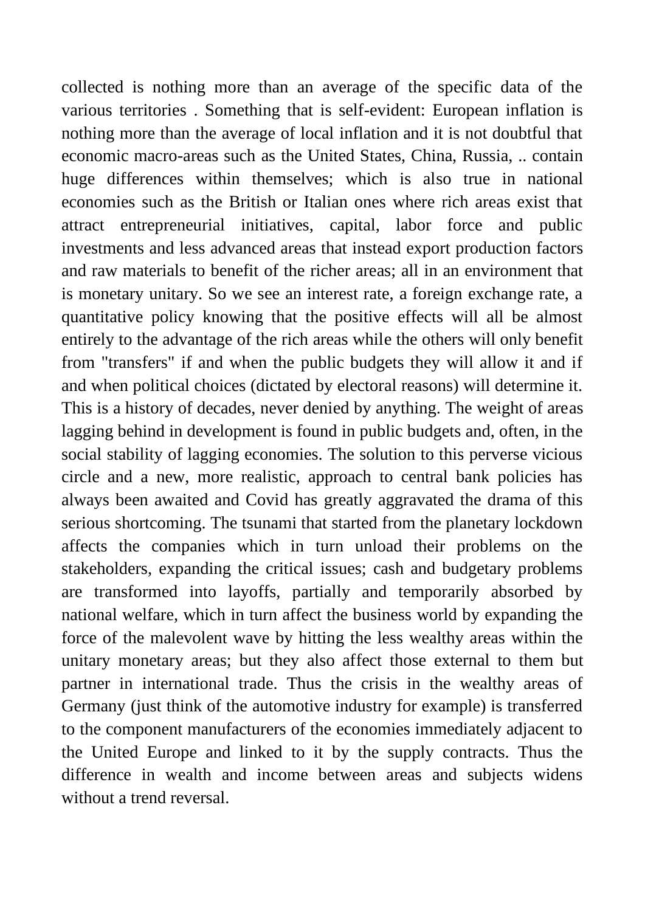collected is nothing more than an average of the specific data of the various territories . Something that is self-evident: European inflation is nothing more than the average of local inflation and it is not doubtful that economic macro-areas such as the United States, China, Russia, .. contain huge differences within themselves; which is also true in national economies such as the British or Italian ones where rich areas exist that attract entrepreneurial initiatives, capital, labor force and public investments and less advanced areas that instead export production factors and raw materials to benefit of the richer areas; all in an environment that is monetary unitary. So we see an interest rate, a foreign exchange rate, a quantitative policy knowing that the positive effects will all be almost entirely to the advantage of the rich areas while the others will only benefit from "transfers" if and when the public budgets they will allow it and if and when political choices (dictated by electoral reasons) will determine it. This is a history of decades, never denied by anything. The weight of areas lagging behind in development is found in public budgets and, often, in the social stability of lagging economies. The solution to this perverse vicious circle and a new, more realistic, approach to central bank policies has always been awaited and Covid has greatly aggravated the drama of this serious shortcoming. The tsunami that started from the planetary lockdown affects the companies which in turn unload their problems on the stakeholders, expanding the critical issues; cash and budgetary problems are transformed into layoffs, partially and temporarily absorbed by national welfare, which in turn affect the business world by expanding the force of the malevolent wave by hitting the less wealthy areas within the unitary monetary areas; but they also affect those external to them but partner in international trade. Thus the crisis in the wealthy areas of Germany (just think of the automotive industry for example) is transferred to the component manufacturers of the economies immediately adjacent to the United Europe and linked to it by the supply contracts. Thus the difference in wealth and income between areas and subjects widens without a trend reversal.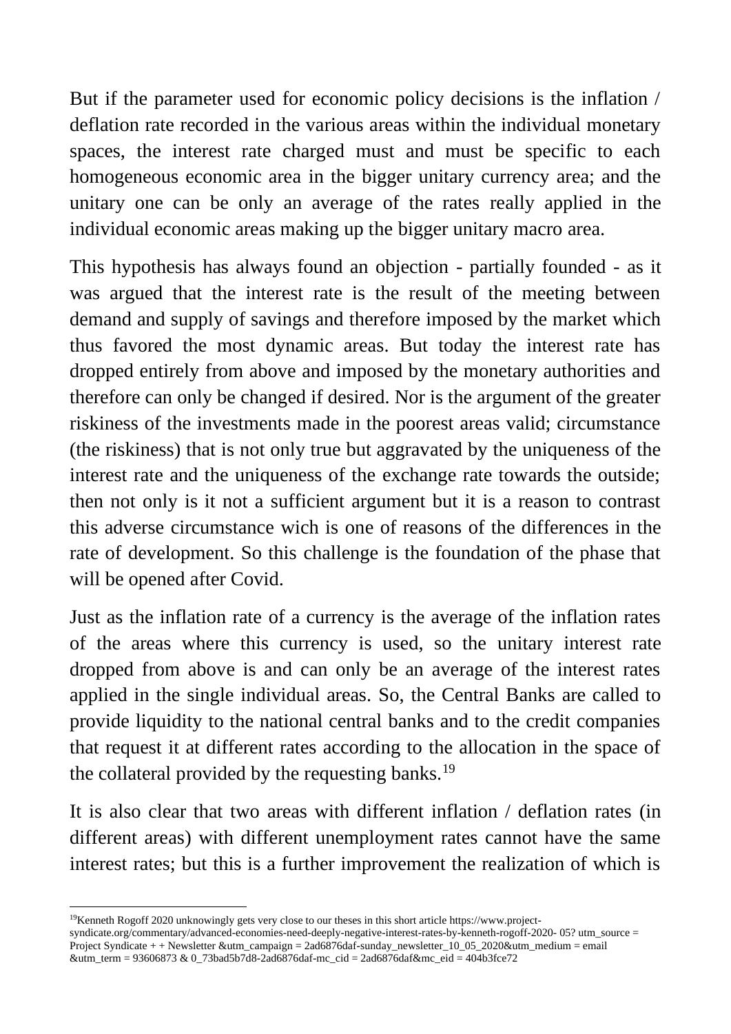But if the parameter used for economic policy decisions is the inflation / deflation rate recorded in the various areas within the individual monetary spaces, the interest rate charged must and must be specific to each homogeneous economic area in the bigger unitary currency area; and the unitary one can be only an average of the rates really applied in the individual economic areas making up the bigger unitary macro area.

This hypothesis has always found an objection - partially founded - as it was argued that the interest rate is the result of the meeting between demand and supply of savings and therefore imposed by the market which thus favored the most dynamic areas. But today the interest rate has dropped entirely from above and imposed by the monetary authorities and therefore can only be changed if desired. Nor is the argument of the greater riskiness of the investments made in the poorest areas valid; circumstance (the riskiness) that is not only true but aggravated by the uniqueness of the interest rate and the uniqueness of the exchange rate towards the outside; then not only is it not a sufficient argument but it is a reason to contrast this adverse circumstance wich is one of reasons of the differences in the rate of development. So this challenge is the foundation of the phase that will be opened after Covid.

Just as the inflation rate of a currency is the average of the inflation rates of the areas where this currency is used, so the unitary interest rate dropped from above is and can only be an average of the interest rates applied in the single individual areas. So, the Central Banks are called to provide liquidity to the national central banks and to the credit companies that request it at different rates according to the allocation in the space of the collateral provided by the requesting banks.[19]

It is also clear that two areas with different inflation / deflation rates (in different areas) with different unemployment rates cannot have the same interest rates; but this is a further improvement the realization of which is

---

[19]Kenneth Rogoff 2020 unknowingly gets very close to our theses in this short article https://www.project-syndicate.org/commentary/advanced-economies-need-deeply-negative-interest-rates-by-kenneth-rogoff-2020- 05? utm_source = Project Syndicate + + Newsletter &utm_campaign = 2ad6876daf-sunday_newsletter_10_05_2020&utm_medium = email &utm_term = 93606873 & 0_73bad5b7d8-2ad6876daf-mc_cid = 2ad6876daf&mc_eid = 404b3fce72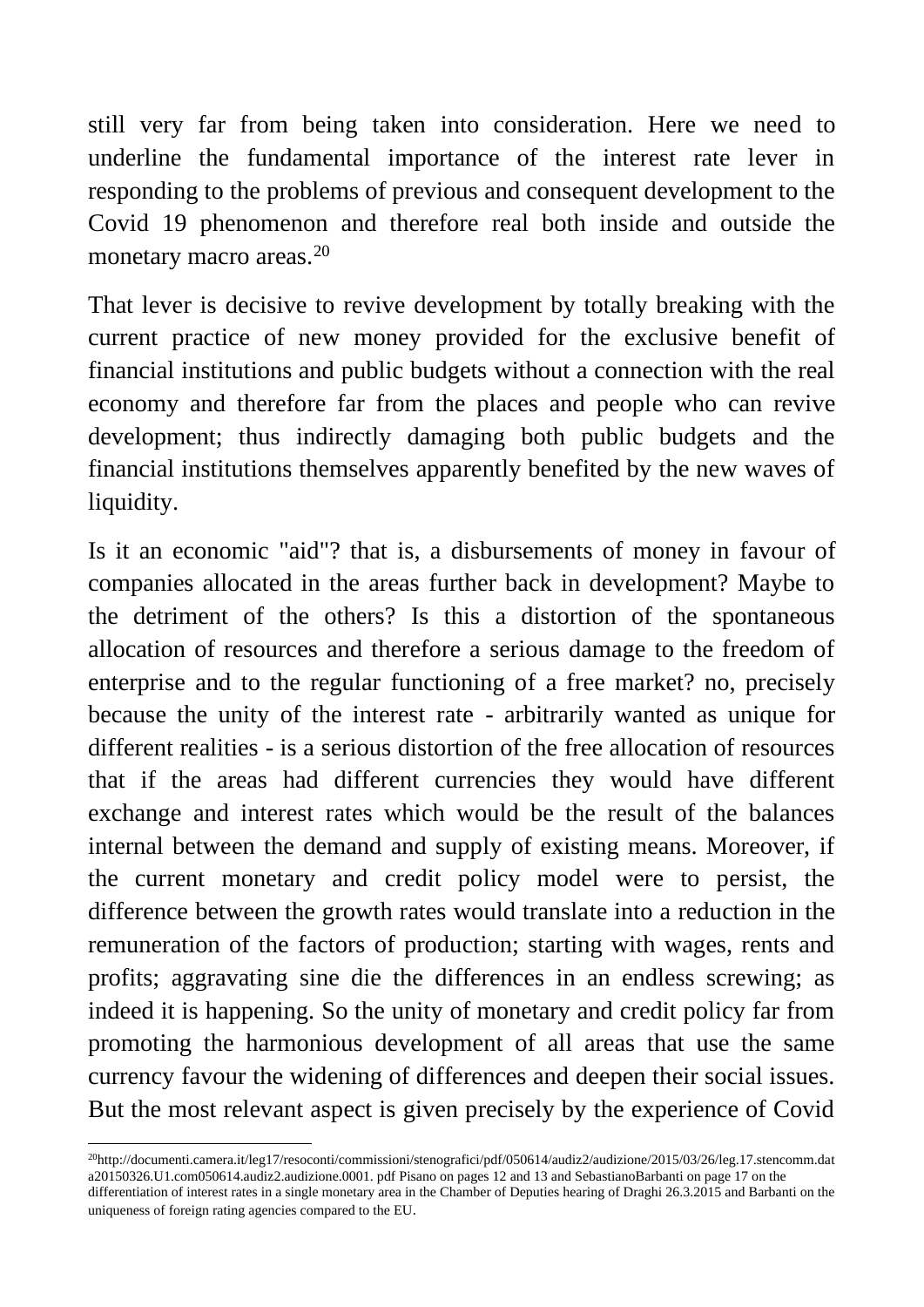still very far from being taken into consideration. Here we need to underline the fundamental importance of the interest rate lever in responding to the problems of previous and consequent development to the Covid 19 phenomenon and therefore real both inside and outside the monetary macro areas.[20]

That lever is decisive to revive development by totally breaking with the current practice of new money provided for the exclusive benefit of financial institutions and public budgets without a connection with the real economy and therefore far from the places and people who can revive development; thus indirectly damaging both public budgets and the financial institutions themselves apparently benefited by the new waves of liquidity.

Is it an economic "aid"? that is, a disbursements of money in favour of companies allocated in the areas further back in development? Maybe to the detriment of the others? Is this a distortion of the spontaneous allocation of resources and therefore a serious damage to the freedom of enterprise and to the regular functioning of a free market? no, precisely because the unity of the interest rate - arbitrarily wanted as unique for different realities - is a serious distortion of the free allocation of resources that if the areas had different currencies they would have different exchange and interest rates which would be the result of the balances internal between the demand and supply of existing means. Moreover, if the current monetary and credit policy model were to persist, the difference between the growth rates would translate into a reduction in the remuneration of the factors of production; starting with wages, rents and profits; aggravating sine die the differences in an endless screwing; as indeed it is happening. So the unity of monetary and credit policy far from promoting the harmonious development of all areas that use the same currency favour the widening of differences and deepen their social issues. But the most relevant aspect is given precisely by the experience of Covid

[20]http://documenti.camera.it/leg17/resoconti/commissioni/stenografici/pdf/050614/audiz2/audizione/2015/03/26/leg.17.stencomm.data20150326.U1.com050614.audiz2.audizione.0001. pdf Pisano on pages 12 and 13 and SebastianoBarbanti on page 17 on the differentiation of interest rates in a single monetary area in the Chamber of Deputies hearing of Draghi 26.3.2015 and Barbanti on the uniqueness of foreign rating agencies compared to the EU.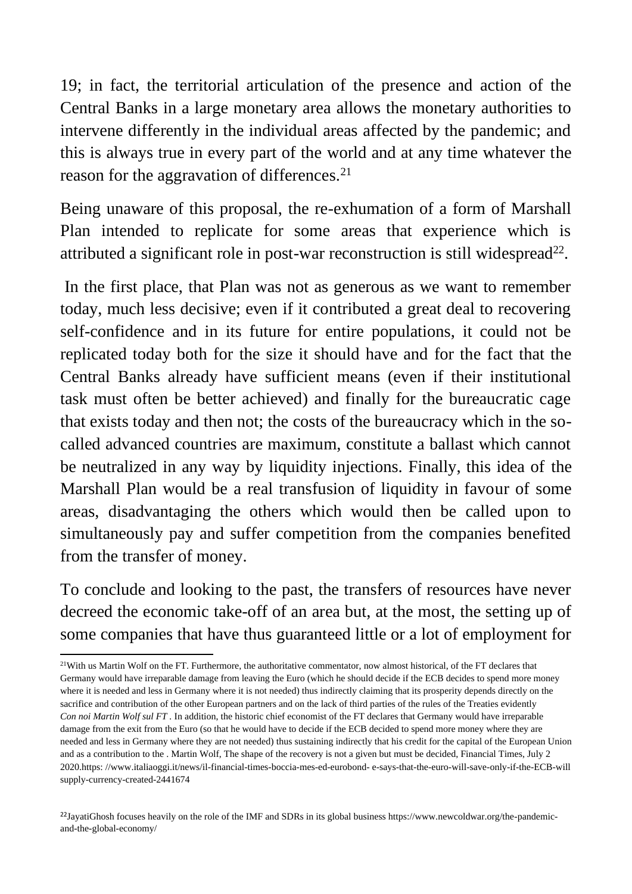19; in fact, the territorial articulation of the presence and action of the Central Banks in a large monetary area allows the monetary authorities to intervene differently in the individual areas affected by the pandemic; and this is always true in every part of the world and at any time whatever the reason for the aggravation of differences.[21]

Being unaware of this proposal, the re-exhumation of a form of Marshall Plan intended to replicate for some areas that experience which is attributed a significant role in post-war reconstruction is still widespread[22].

In the first place, that Plan was not as generous as we want to remember today, much less decisive; even if it contributed a great deal to recovering self-confidence and in its future for entire populations, it could not be replicated today both for the size it should have and for the fact that the Central Banks already have sufficient means (even if their institutional task must often be better achieved) and finally for the bureaucratic cage that exists today and then not; the costs of the bureaucracy which in the so-called advanced countries are maximum, constitute a ballast which cannot be neutralized in any way by liquidity injections. Finally, this idea of the Marshall Plan would be a real transfusion of liquidity in favour of some areas, disadvantaging the others which would then be called upon to simultaneously pay and suffer competition from the companies benefited from the transfer of money.

To conclude and looking to the past, the transfers of resources have never decreed the economic take-off of an area but, at the most, the setting up of some companies that have thus guaranteed little or a lot of employment for

---

[21]With us Martin Wolf on the FT. Furthermore, the authoritative commentator, now almost historical, of the FT declares that Germany would have irreparable damage from leaving the Euro (which he should decide if the ECB decides to spend more money where it is needed and less in Germany where it is not needed) thus indirectly claiming that its prosperity depends directly on the sacrifice and contribution of the other European partners and on the lack of third parties of the rules of the Treaties evidently *Con noi Martin Wolf sul FT* . In addition, the historic chief economist of the FT declares that Germany would have irreparable damage from the exit from the Euro (so that he would have to decide if the ECB decided to spend more money where they are needed and less in Germany where they are not needed) thus sustaining indirectly that his credit for the capital of the European Union and as a contribution to the . Martin Wolf, The shape of the recovery is not a given but must be decided, Financial Times, July 2 2020.https: //www.italiaoggi.it/news/il-financial-times-boccia-mes-ed-eurobond- e-says-that-the-euro-will-save-only-if-the-ECB-will supply-currency-created-2441674

[22]JayatiGhosh focuses heavily on the role of the IMF and SDRs in its global business https://www.newcoldwar.org/the-pandemic-and-the-global-economy/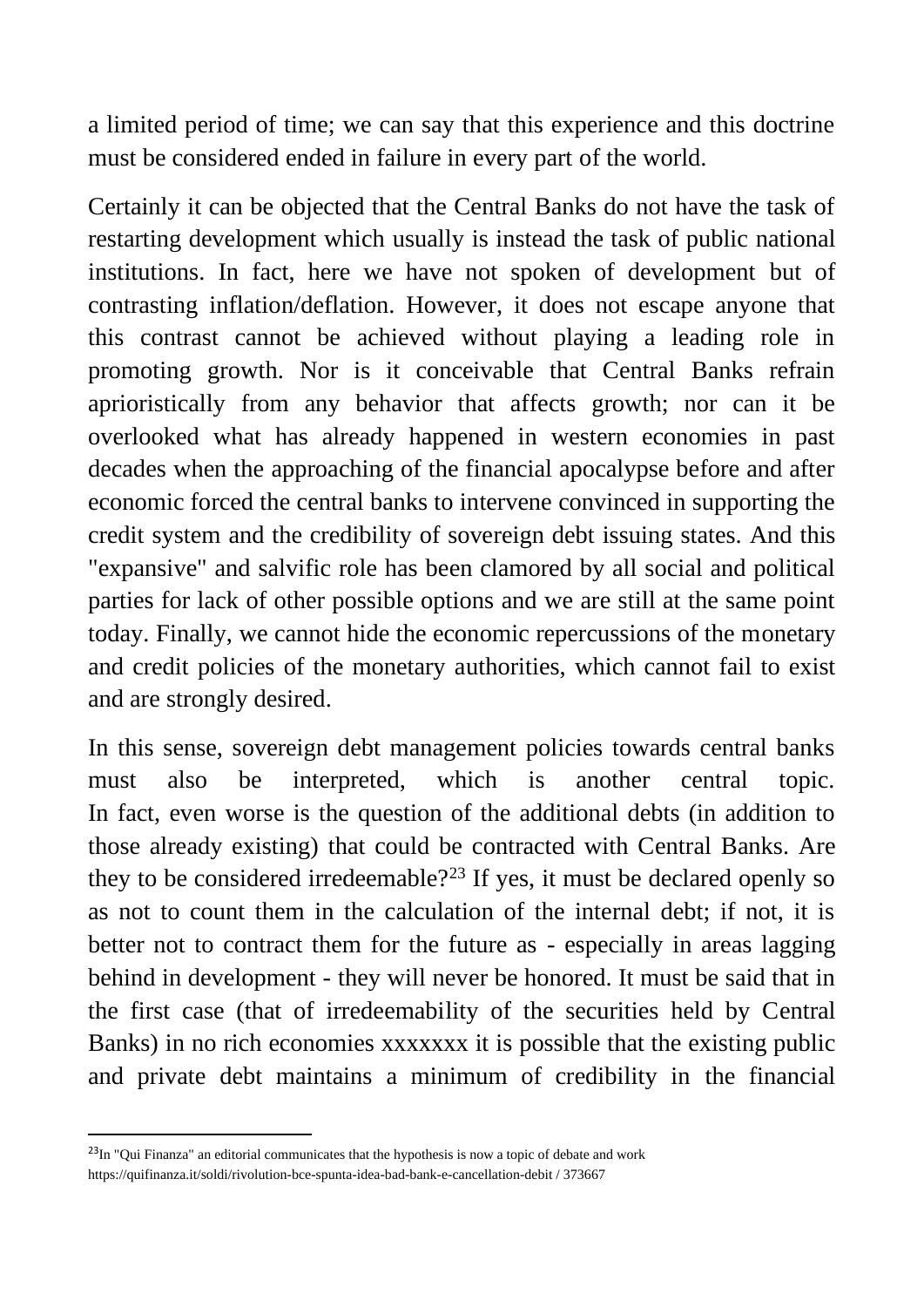a limited period of time; we can say that this experience and this doctrine must be considered ended in failure in every part of the world.

Certainly it can be objected that the Central Banks do not have the task of restarting development which usually is instead the task of public national institutions. In fact, here we have not spoken of development but of contrasting inflation/deflation. However, it does not escape anyone that this contrast cannot be achieved without playing a leading role in promoting growth. Nor is it conceivable that Central Banks refrain aprioristically from any behavior that affects growth; nor can it be overlooked what has already happened in western economies in past decades when the approaching of the financial apocalypse before and after economic forced the central banks to intervene convinced in supporting the credit system and the credibility of sovereign debt issuing states. And this "expansive" and salvific role has been clamored by all social and political parties for lack of other possible options and we are still at the same point today. Finally, we cannot hide the economic repercussions of the monetary and credit policies of the monetary authorities, which cannot fail to exist and are strongly desired.

In this sense, sovereign debt management policies towards central banks must also be interpreted, which is another central topic. In fact, even worse is the question of the additional debts (in addition to those already existing) that could be contracted with Central Banks. Are they to be considered irredeemable?[23] If yes, it must be declared openly so as not to count them in the calculation of the internal debt; if not, it is better not to contract them for the future as - especially in areas lagging behind in development - they will never be honored. It must be said that in the first case (that of irredeemability of the securities held by Central Banks) in no rich economies xxxxxxx it is possible that the existing public and private debt maintains a minimum of credibility in the financial

---

[23] In "Qui Finanza" an editorial communicates that the hypothesis is now a topic of debate and work https://quifinanza.it/soldi/rivolution-bce-spunta-idea-bad-bank-e-cancellation-debit / 373667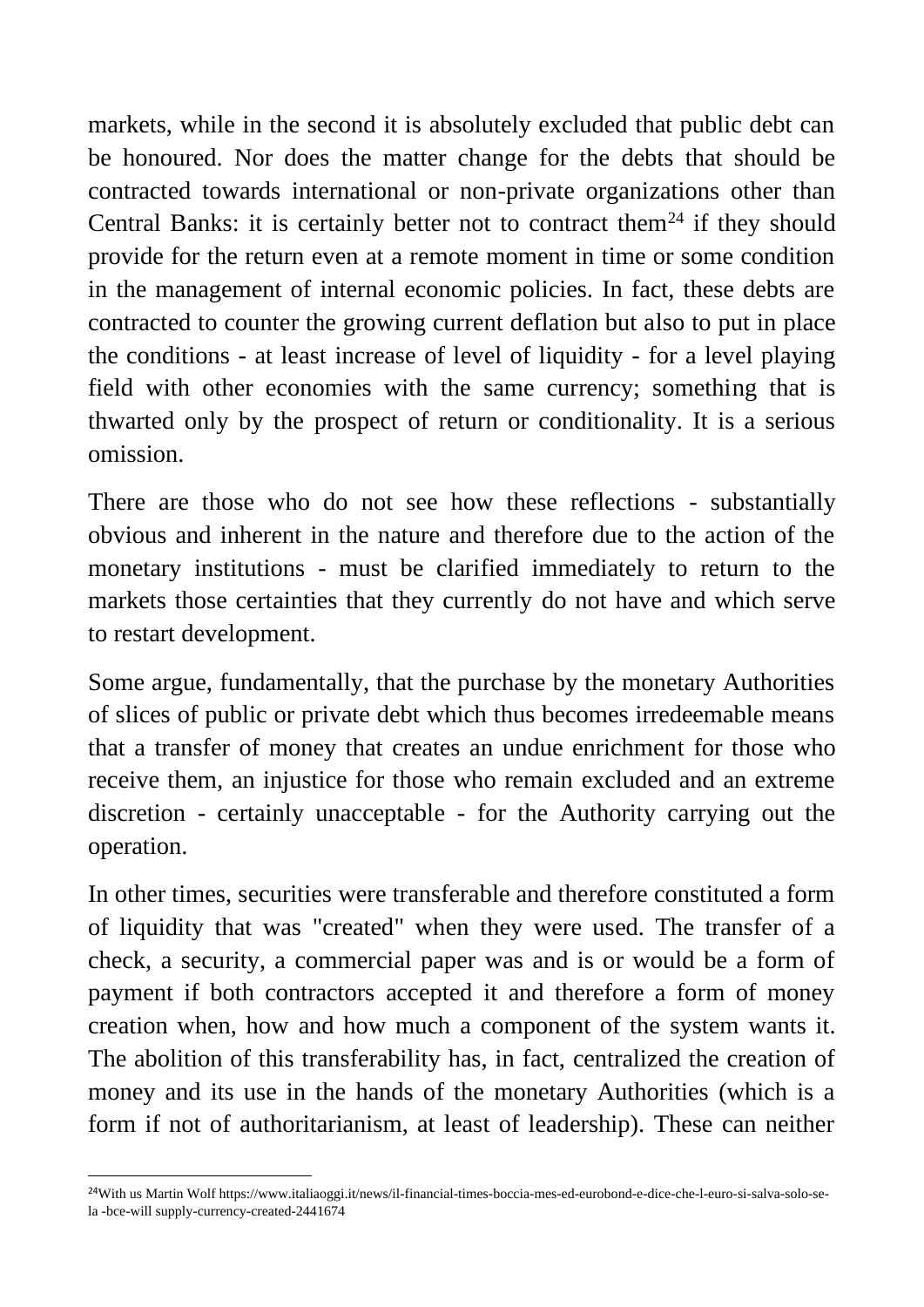markets, while in the second it is absolutely excluded that public debt can be honoured. Nor does the matter change for the debts that should be contracted towards international or non-private organizations other than Central Banks: it is certainly better not to contract them[24] if they should provide for the return even at a remote moment in time or some condition in the management of internal economic policies. In fact, these debts are contracted to counter the growing current deflation but also to put in place the conditions - at least increase of level of liquidity - for a level playing field with other economies with the same currency; something that is thwarted only by the prospect of return or conditionality. It is a serious omission.

There are those who do not see how these reflections - substantially obvious and inherent in the nature and therefore due to the action of the monetary institutions - must be clarified immediately to return to the markets those certainties that they currently do not have and which serve to restart development.

Some argue, fundamentally, that the purchase by the monetary Authorities of slices of public or private debt which thus becomes irredeemable means that a transfer of money that creates an undue enrichment for those who receive them, an injustice for those who remain excluded and an extreme discretion - certainly unacceptable - for the Authority carrying out the operation.

In other times, securities were transferable and therefore constituted a form of liquidity that was "created" when they were used. The transfer of a check, a security, a commercial paper was and is or would be a form of payment if both contractors accepted it and therefore a form of money creation when, how and how much a component of the system wants it. The abolition of this transferability has, in fact, centralized the creation of money and its use in the hands of the monetary Authorities (which is a form if not of authoritarianism, at least of leadership). These can neither

[24]With us Martin Wolf https://www.italiaoggi.it/news/il-financial-times-boccia-mes-ed-eurobond-e-dice-che-l-euro-si-salva-solo-se-la -bce-will supply-currency-created-2441674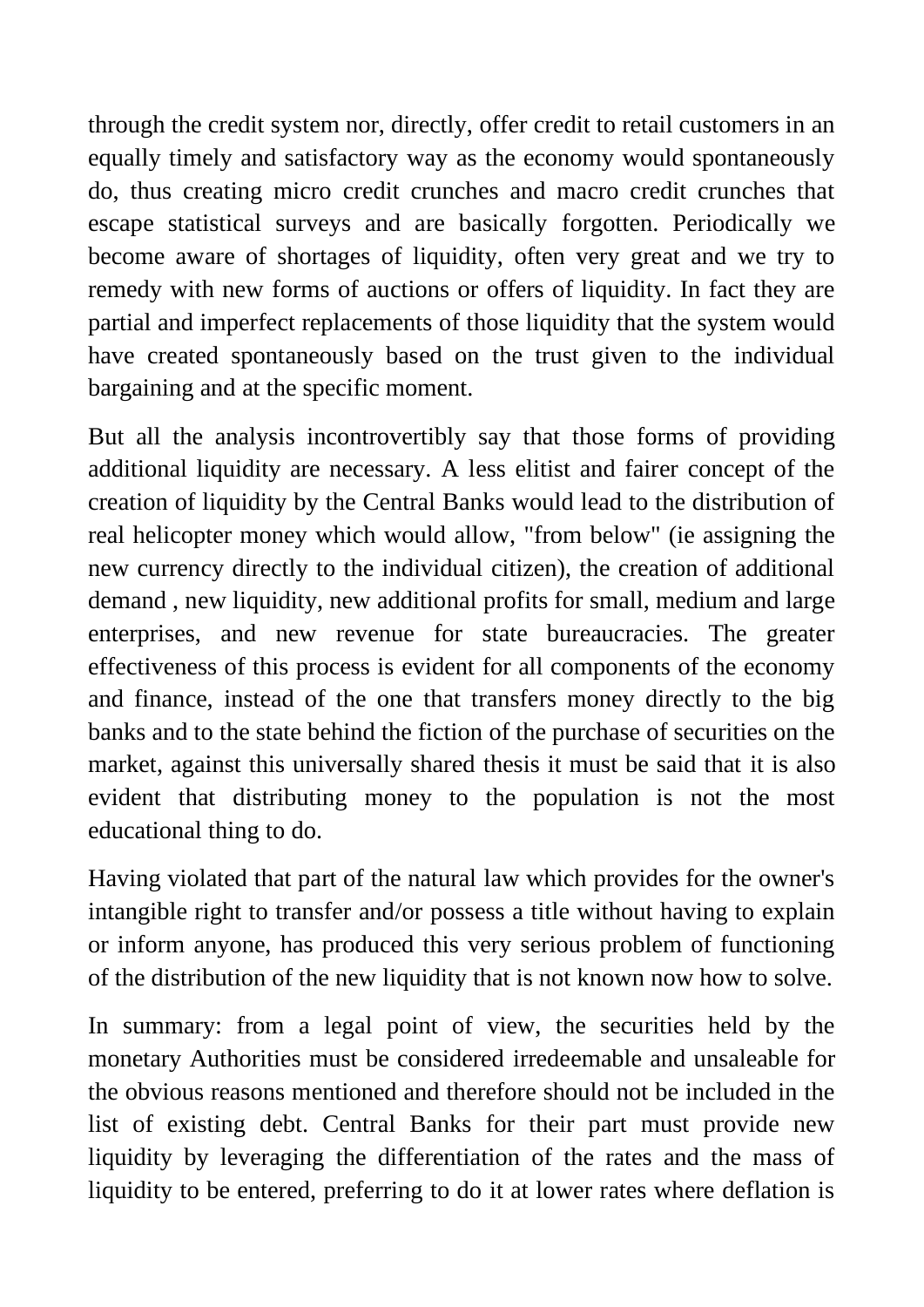through the credit system nor, directly, offer credit to retail customers in an equally timely and satisfactory way as the economy would spontaneously do, thus creating micro credit crunches and macro credit crunches that escape statistical surveys and are basically forgotten. Periodically we become aware of shortages of liquidity, often very great and we try to remedy with new forms of auctions or offers of liquidity. In fact they are partial and imperfect replacements of those liquidity that the system would have created spontaneously based on the trust given to the individual bargaining and at the specific moment.

But all the analysis incontrovertibly say that those forms of providing additional liquidity are necessary. A less elitist and fairer concept of the creation of liquidity by the Central Banks would lead to the distribution of real helicopter money which would allow, "from below" (ie assigning the new currency directly to the individual citizen), the creation of additional demand , new liquidity, new additional profits for small, medium and large enterprises, and new revenue for state bureaucracies. The greater effectiveness of this process is evident for all components of the economy and finance, instead of the one that transfers money directly to the big banks and to the state behind the fiction of the purchase of securities on the market, against this universally shared thesis it must be said that it is also evident that distributing money to the population is not the most educational thing to do.

Having violated that part of the natural law which provides for the owner's intangible right to transfer and/or possess a title without having to explain or inform anyone, has produced this very serious problem of functioning of the distribution of the new liquidity that is not known now how to solve.

In summary: from a legal point of view, the securities held by the monetary Authorities must be considered irredeemable and unsaleable for the obvious reasons mentioned and therefore should not be included in the list of existing debt. Central Banks for their part must provide new liquidity by leveraging the differentiation of the rates and the mass of liquidity to be entered, preferring to do it at lower rates where deflation is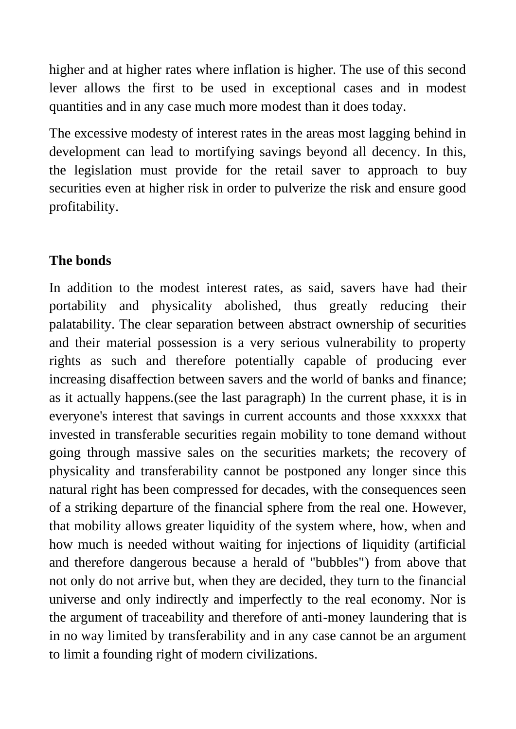higher and at higher rates where inflation is higher. The use of this second lever allows the first to be used in exceptional cases and in modest quantities and in any case much more modest than it does today.

The excessive modesty of interest rates in the areas most lagging behind in development can lead to mortifying savings beyond all decency. In this, the legislation must provide for the retail saver to approach to buy securities even at higher risk in order to pulverize the risk and ensure good profitability.

## The bonds

In addition to the modest interest rates, as said, savers have had their portability and physicality abolished, thus greatly reducing their palatability. The clear separation between abstract ownership of securities and their material possession is a very serious vulnerability to property rights as such and therefore potentially capable of producing ever increasing disaffection between savers and the world of banks and finance; as it actually happens.(see the last paragraph) In the current phase, it is in everyone's interest that savings in current accounts and those xxxxxx that invested in transferable securities regain mobility to tone demand without going through massive sales on the securities markets; the recovery of physicality and transferability cannot be postponed any longer since this natural right has been compressed for decades, with the consequences seen of a striking departure of the financial sphere from the real one. However, that mobility allows greater liquidity of the system where, how, when and how much is needed without waiting for injections of liquidity (artificial and therefore dangerous because a herald of "bubbles") from above that not only do not arrive but, when they are decided, they turn to the financial universe and only indirectly and imperfectly to the real economy. Nor is the argument of traceability and therefore of anti-money laundering that is in no way limited by transferability and in any case cannot be an argument to limit a founding right of modern civilizations.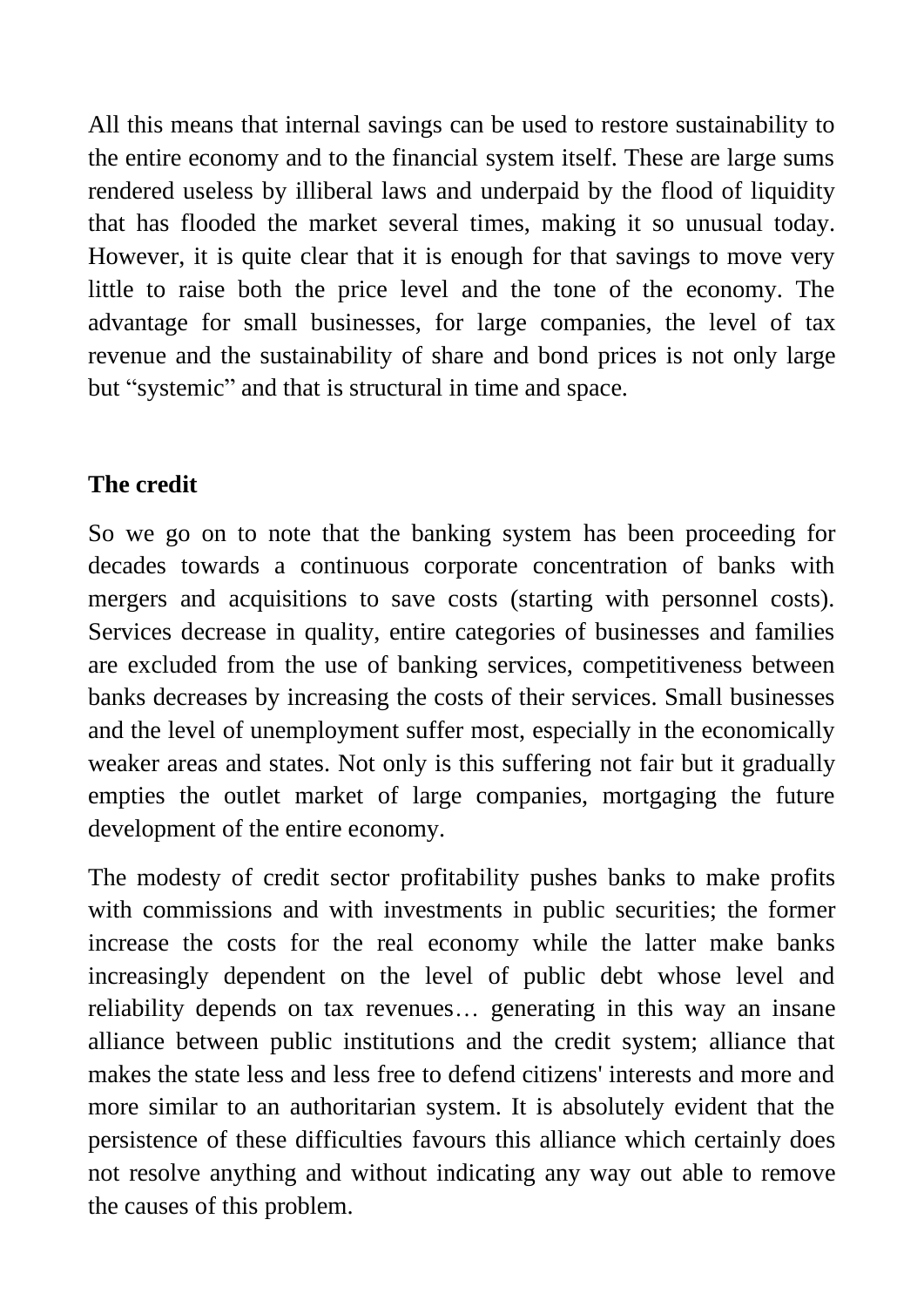All this means that internal savings can be used to restore sustainability to the entire economy and to the financial system itself. These are large sums rendered useless by illiberal laws and underpaid by the flood of liquidity that has flooded the market several times, making it so unusual today. However, it is quite clear that it is enough for that savings to move very little to raise both the price level and the tone of the economy. The advantage for small businesses, for large companies, the level of tax revenue and the sustainability of share and bond prices is not only large but "systemic" and that is structural in time and space.

**The credit**

So we go on to note that the banking system has been proceeding for decades towards a continuous corporate concentration of banks with mergers and acquisitions to save costs (starting with personnel costs). Services decrease in quality, entire categories of businesses and families are excluded from the use of banking services, competitiveness between banks decreases by increasing the costs of their services. Small businesses and the level of unemployment suffer most, especially in the economically weaker areas and states. Not only is this suffering not fair but it gradually empties the outlet market of large companies, mortgaging the future development of the entire economy.

The modesty of credit sector profitability pushes banks to make profits with commissions and with investments in public securities; the former increase the costs for the real economy while the latter make banks increasingly dependent on the level of public debt whose level and reliability depends on tax revenues… generating in this way an insane alliance between public institutions and the credit system; alliance that makes the state less and less free to defend citizens' interests and more and more similar to an authoritarian system. It is absolutely evident that the persistence of these difficulties favours this alliance which certainly does not resolve anything and without indicating any way out able to remove the causes of this problem.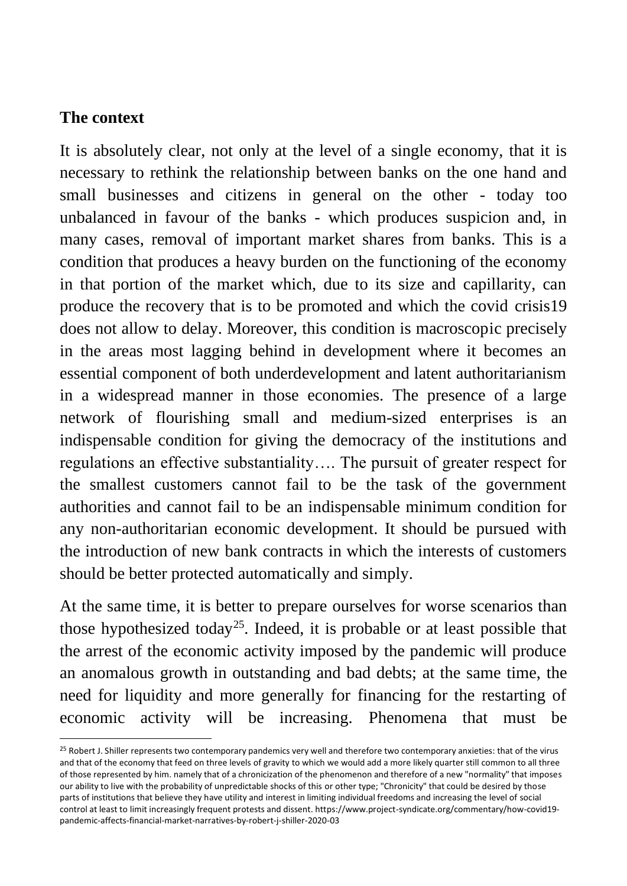## The context

It is absolutely clear, not only at the level of a single economy, that it is necessary to rethink the relationship between banks on the one hand and small businesses and citizens in general on the other - today too unbalanced in favour of the banks - which produces suspicion and, in many cases, removal of important market shares from banks. This is a condition that produces a heavy burden on the functioning of the economy in that portion of the market which, due to its size and capillarity, can produce the recovery that is to be promoted and which the covid crisis19 does not allow to delay. Moreover, this condition is macroscopic precisely in the areas most lagging behind in development where it becomes an essential component of both underdevelopment and latent authoritarianism in a widespread manner in those economies. The presence of a large network of flourishing small and medium-sized enterprises is an indispensable condition for giving the democracy of the institutions and regulations an effective substantiality…. The pursuit of greater respect for the smallest customers cannot fail to be the task of the government authorities and cannot fail to be an indispensable minimum condition for any non-authoritarian economic development. It should be pursued with the introduction of new bank contracts in which the interests of customers should be better protected automatically and simply.

At the same time, it is better to prepare ourselves for worse scenarios than those hypothesized today[25]. Indeed, it is probable or at least possible that the arrest of the economic activity imposed by the pandemic will produce an anomalous growth in outstanding and bad debts; at the same time, the need for liquidity and more generally for financing for the restarting of economic activity will be increasing. Phenomena that must be

---

[25] Robert J. Shiller represents two contemporary pandemics very well and therefore two contemporary anxieties: that of the virus and that of the economy that feed on three levels of gravity to which we would add a more likely quarter still common to all three of those represented by him. namely that of a chronicization of the phenomenon and therefore of a new "normality" that imposes our ability to live with the probability of unpredictable shocks of this or other type; "Chronicity" that could be desired by those parts of institutions that believe they have utility and interest in limiting individual freedoms and increasing the level of social control at least to limit increasingly frequent protests and dissent. https://www.project-syndicate.org/commentary/how-covid19-pandemic-affects-financial-market-narratives-by-robert-j-shiller-2020-03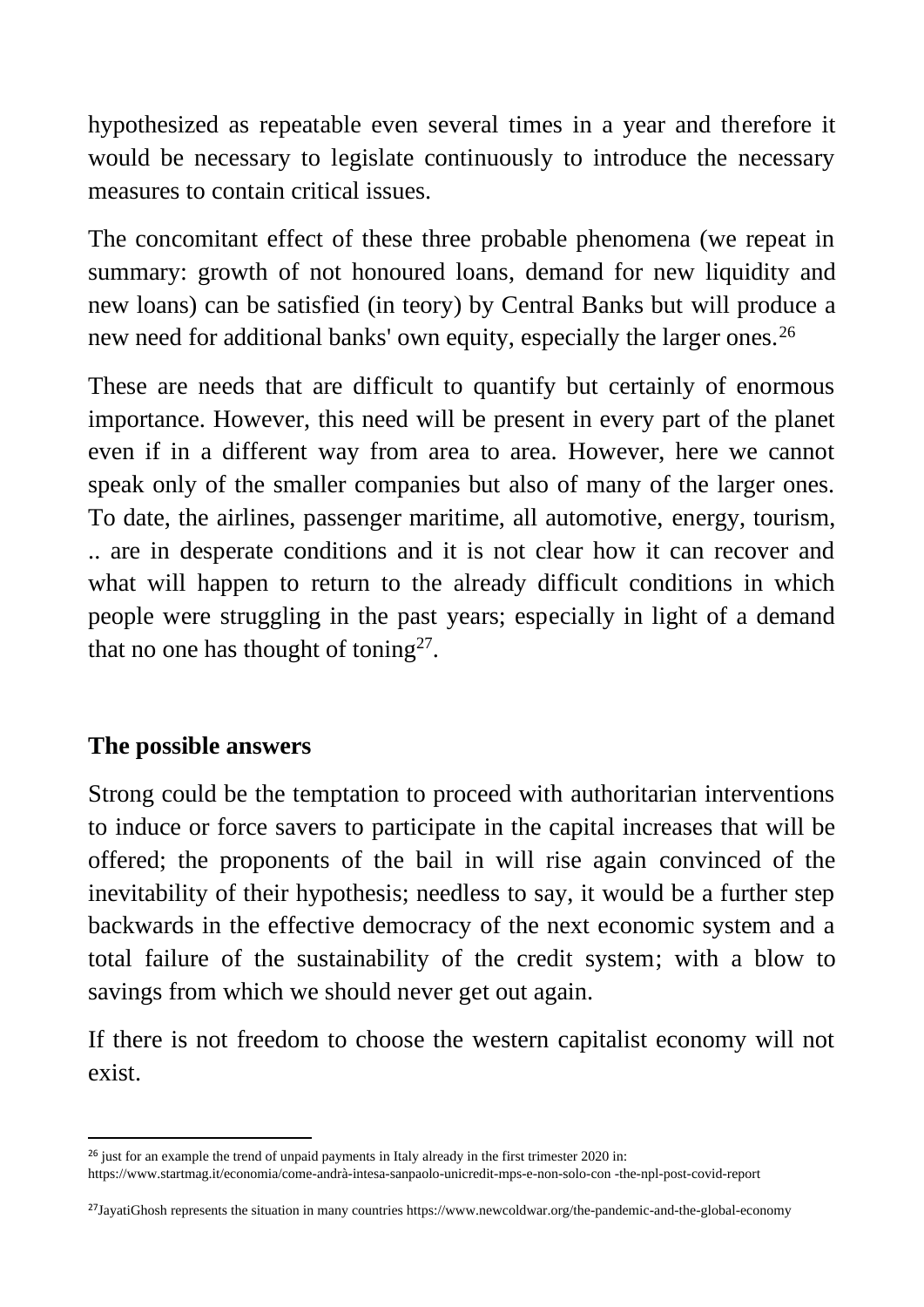hypothesized as repeatable even several times in a year and therefore it would be necessary to legislate continuously to introduce the necessary measures to contain critical issues.

The concomitant effect of these three probable phenomena (we repeat in summary: growth of not honoured loans, demand for new liquidity and new loans) can be satisfied (in teory) by Central Banks but will produce a new need for additional banks' own equity, especially the larger ones.[26]

These are needs that are difficult to quantify but certainly of enormous importance. However, this need will be present in every part of the planet even if in a different way from area to area. However, here we cannot speak only of the smaller companies but also of many of the larger ones. To date, the airlines, passenger maritime, all automotive, energy, tourism, .. are in desperate conditions and it is not clear how it can recover and what will happen to return to the already difficult conditions in which people were struggling in the past years; especially in light of a demand that no one has thought of toning[27].

## The possible answers

Strong could be the temptation to proceed with authoritarian interventions to induce or force savers to participate in the capital increases that will be offered; the proponents of the bail in will rise again convinced of the inevitability of their hypothesis; needless to say, it would be a further step backwards in the effective democracy of the next economic system and a total failure of the sustainability of the credit system; with a blow to savings from which we should never get out again.

If there is not freedom to choose the western capitalist economy will not exist.

---

[26] just for an example the trend of unpaid payments in Italy already in the first trimester 2020 in: https://www.startmag.it/economia/come-andrà-intesa-sanpaolo-unicredit-mps-e-non-solo-con -the-npl-post-covid-report

[27] JayatiGhosh represents the situation in many countries https://www.newcoldwar.org/the-pandemic-and-the-global-economy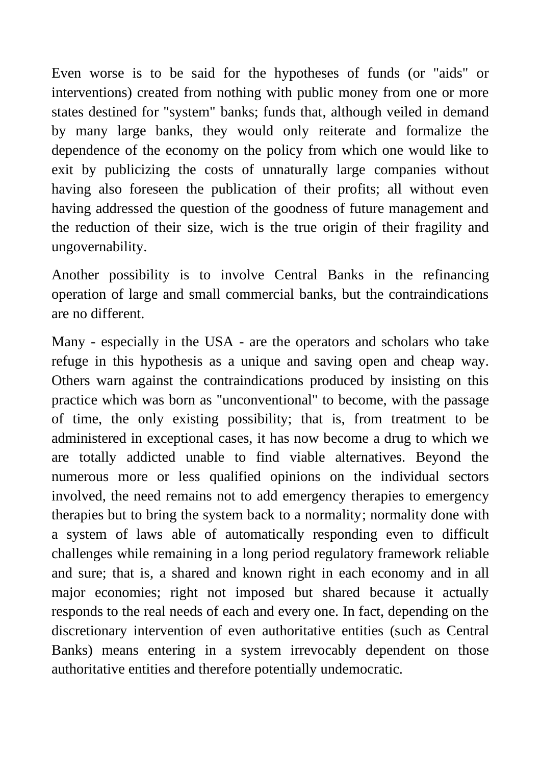Even worse is to be said for the hypotheses of funds (or "aids" or interventions) created from nothing with public money from one or more states destined for "system" banks; funds that, although veiled in demand by many large banks, they would only reiterate and formalize the dependence of the economy on the policy from which one would like to exit by publicizing the costs of unnaturally large companies without having also foreseen the publication of their profits; all without even having addressed the question of the goodness of future management and the reduction of their size, wich is the true origin of their fragility and ungovernability.

Another possibility is to involve Central Banks in the refinancing operation of large and small commercial banks, but the contraindications are no different.

Many - especially in the USA - are the operators and scholars who take refuge in this hypothesis as a unique and saving open and cheap way. Others warn against the contraindications produced by insisting on this practice which was born as "unconventional" to become, with the passage of time, the only existing possibility; that is, from treatment to be administered in exceptional cases, it has now become a drug to which we are totally addicted unable to find viable alternatives. Beyond the numerous more or less qualified opinions on the individual sectors involved, the need remains not to add emergency therapies to emergency therapies but to bring the system back to a normality; normality done with a system of laws able of automatically responding even to difficult challenges while remaining in a long period regulatory framework reliable and sure; that is, a shared and known right in each economy and in all major economies; right not imposed but shared because it actually responds to the real needs of each and every one. In fact, depending on the discretionary intervention of even authoritative entities (such as Central Banks) means entering in a system irrevocably dependent on those authoritative entities and therefore potentially undemocratic.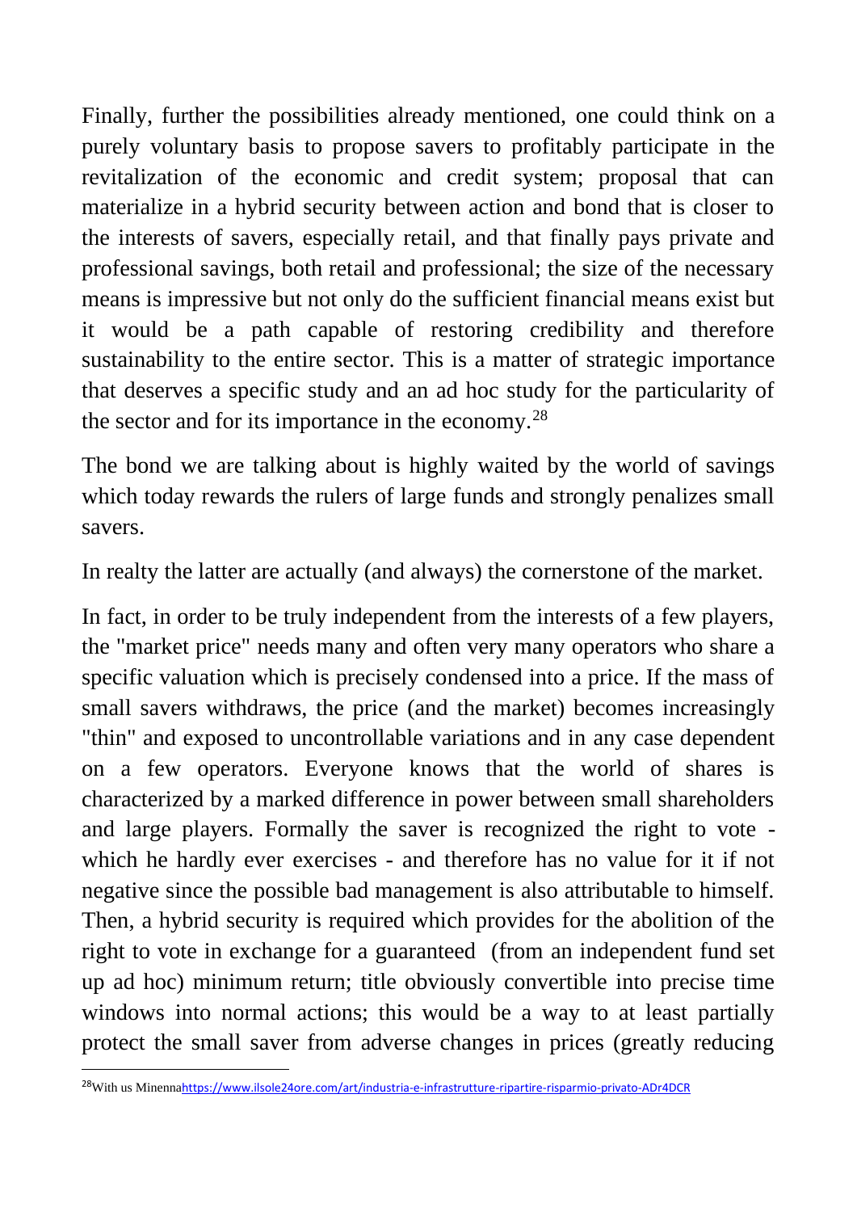Finally, further the possibilities already mentioned, one could think on a purely voluntary basis to propose savers to profitably participate in the revitalization of the economic and credit system; proposal that can materialize in a hybrid security between action and bond that is closer to the interests of savers, especially retail, and that finally pays private and professional savings, both retail and professional; the size of the necessary means is impressive but not only do the sufficient financial means exist but it would be a path capable of restoring credibility and therefore sustainability to the entire sector. This is a matter of strategic importance that deserves a specific study and an ad hoc study for the particularity of the sector and for its importance in the economy.[28]

The bond we are talking about is highly waited by the world of savings which today rewards the rulers of large funds and strongly penalizes small savers.

In realty the latter are actually (and always) the cornerstone of the market.

In fact, in order to be truly independent from the interests of a few players, the "market price" needs many and often very many operators who share a specific valuation which is precisely condensed into a price. If the mass of small savers withdraws, the price (and the market) becomes increasingly "thin" and exposed to uncontrollable variations and in any case dependent on a few operators. Everyone knows that the world of shares is characterized by a marked difference in power between small shareholders and large players. Formally the saver is recognized the right to vote - which he hardly ever exercises - and therefore has no value for it if not negative since the possible bad management is also attributable to himself. Then, a hybrid security is required which provides for the abolition of the right to vote in exchange for a guaranteed (from an independent fund set up ad hoc) minimum return; title obviously convertible into precise time windows into normal actions; this would be a way to at least partially protect the small saver from adverse changes in prices (greatly reducing

---

[28] With us Minenna https://www.ilsole24ore.com/art/industria-e-infrastrutture-ripartire-risparmio-privato-ADr4DCR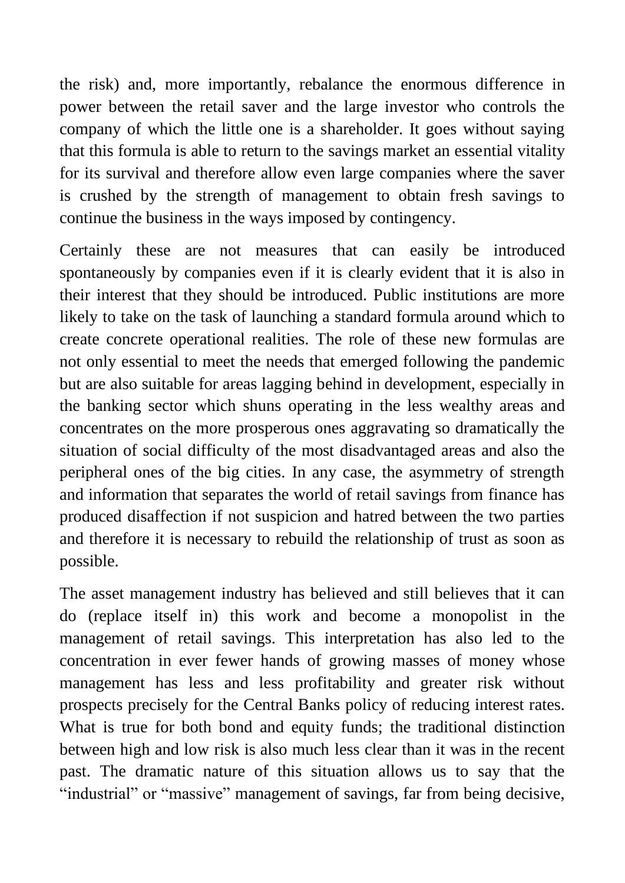the risk) and, more importantly, rebalance the enormous difference in power between the retail saver and the large investor who controls the company of which the little one is a shareholder. It goes without saying that this formula is able to return to the savings market an essential vitality for its survival and therefore allow even large companies where the saver is crushed by the strength of management to obtain fresh savings to continue the business in the ways imposed by contingency.

Certainly these are not measures that can easily be introduced spontaneously by companies even if it is clearly evident that it is also in their interest that they should be introduced. Public institutions are more likely to take on the task of launching a standard formula around which to create concrete operational realities. The role of these new formulas are not only essential to meet the needs that emerged following the pandemic but are also suitable for areas lagging behind in development, especially in the banking sector which shuns operating in the less wealthy areas and concentrates on the more prosperous ones aggravating so dramatically the situation of social difficulty of the most disadvantaged areas and also the peripheral ones of the big cities. In any case, the asymmetry of strength and information that separates the world of retail savings from finance has produced disaffection if not suspicion and hatred between the two parties and therefore it is necessary to rebuild the relationship of trust as soon as possible.

The asset management industry has believed and still believes that it can do (replace itself in) this work and become a monopolist in the management of retail savings. This interpretation has also led to the concentration in ever fewer hands of growing masses of money whose management has less and less profitability and greater risk without prospects precisely for the Central Banks policy of reducing interest rates. What is true for both bond and equity funds; the traditional distinction between high and low risk is also much less clear than it was in the recent past. The dramatic nature of this situation allows us to say that the "industrial" or "massive" management of savings, far from being decisive,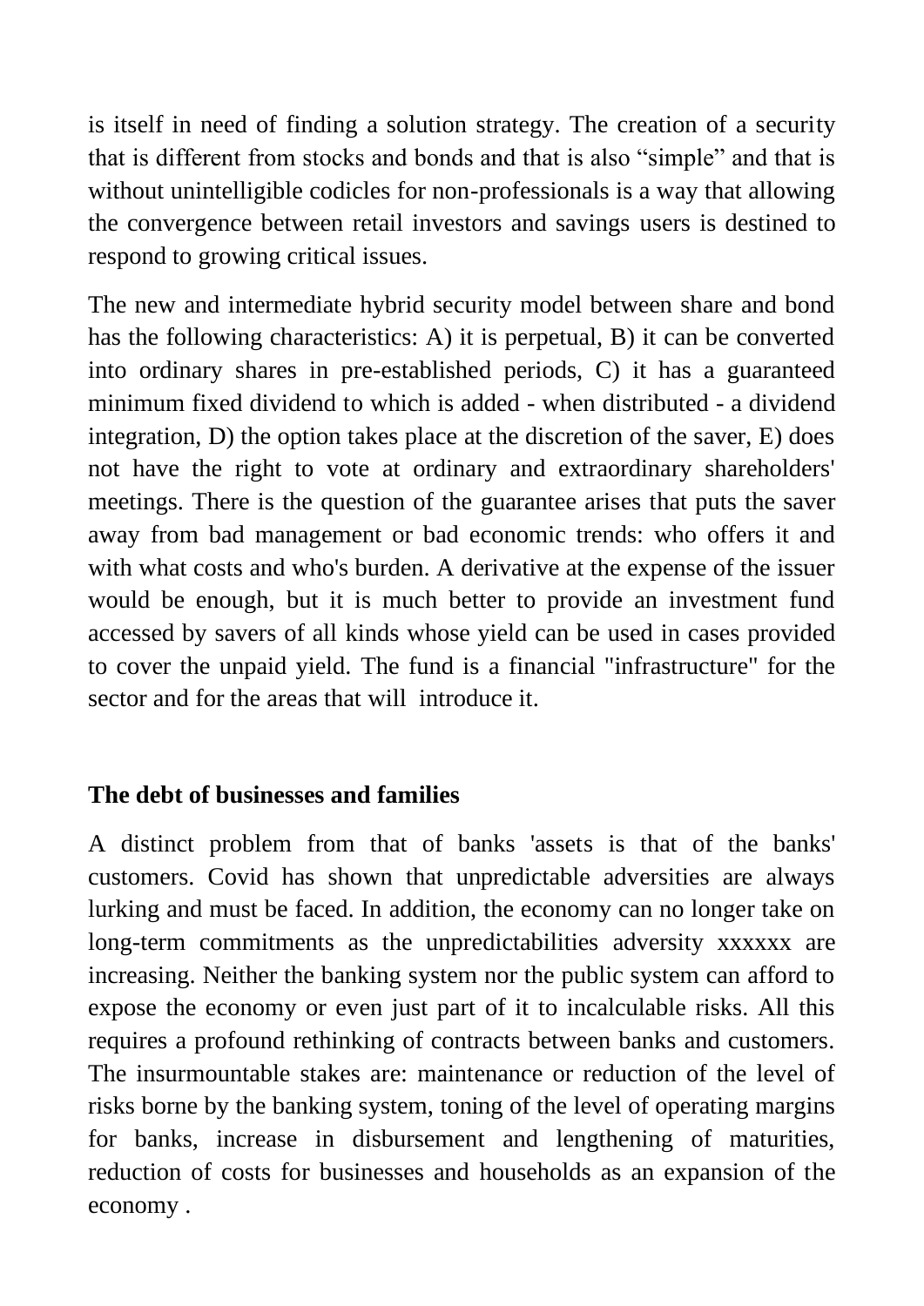is itself in need of finding a solution strategy. The creation of a security that is different from stocks and bonds and that is also “simple” and that is without unintelligible codicles for non-professionals is a way that allowing the convergence between retail investors and savings users is destined to respond to growing critical issues.

The new and intermediate hybrid security model between share and bond has the following characteristics: A) it is perpetual, B) it can be converted into ordinary shares in pre-established periods, C) it has a guaranteed minimum fixed dividend to which is added - when distributed - a dividend integration, D) the option takes place at the discretion of the saver, E) does not have the right to vote at ordinary and extraordinary shareholders' meetings. There is the question of the guarantee arises that puts the saver away from bad management or bad economic trends: who offers it and with what costs and who's burden. A derivative at the expense of the issuer would be enough, but it is much better to provide an investment fund accessed by savers of all kinds whose yield can be used in cases provided to cover the unpaid yield. The fund is a financial "infrastructure" for the sector and for the areas that will introduce it.

**The debt of businesses and families**

A distinct problem from that of banks 'assets is that of the banks' customers. Covid has shown that unpredictable adversities are always lurking and must be faced. In addition, the economy can no longer take on long-term commitments as the unpredictabilities adversity xxxxxx are increasing. Neither the banking system nor the public system can afford to expose the economy or even just part of it to incalculable risks. All this requires a profound rethinking of contracts between banks and customers. The insurmountable stakes are: maintenance or reduction of the level of risks borne by the banking system, toning of the level of operating margins for banks, increase in disbursement and lengthening of maturities, reduction of costs for businesses and households as an expansion of the economy .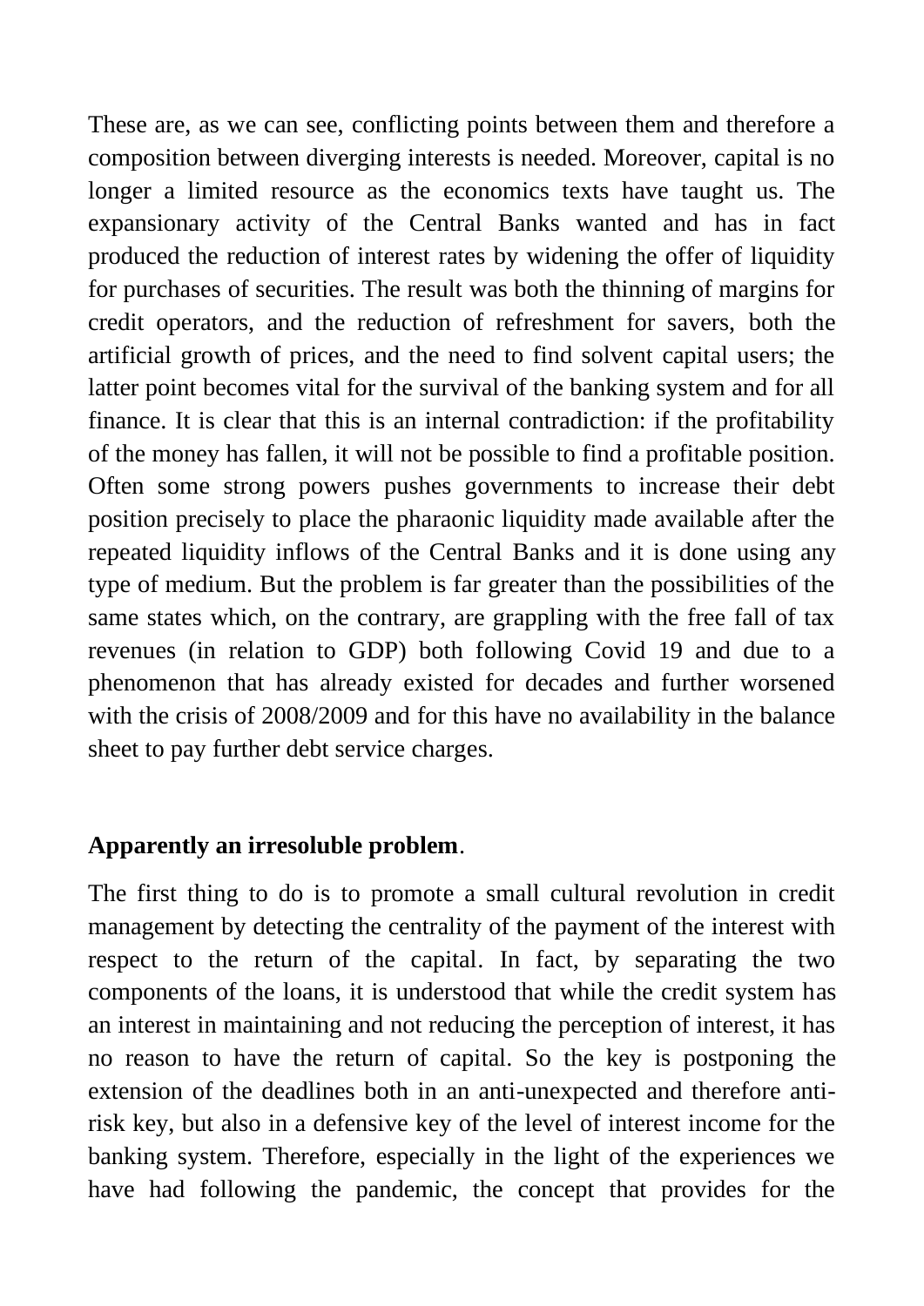These are, as we can see, conflicting points between them and therefore a composition between diverging interests is needed. Moreover, capital is no longer a limited resource as the economics texts have taught us. The expansionary activity of the Central Banks wanted and has in fact produced the reduction of interest rates by widening the offer of liquidity for purchases of securities. The result was both the thinning of margins for credit operators, and the reduction of refreshment for savers, both the artificial growth of prices, and the need to find solvent capital users; the latter point becomes vital for the survival of the banking system and for all finance. It is clear that this is an internal contradiction: if the profitability of the money has fallen, it will not be possible to find a profitable position. Often some strong powers pushes governments to increase their debt position precisely to place the pharaonic liquidity made available after the repeated liquidity inflows of the Central Banks and it is done using any type of medium. But the problem is far greater than the possibilities of the same states which, on the contrary, are grappling with the free fall of tax revenues (in relation to GDP) both following Covid 19 and due to a phenomenon that has already existed for decades and further worsened with the crisis of 2008/2009 and for this have no availability in the balance sheet to pay further debt service charges.

**Apparently an irresoluble problem**.

The first thing to do is to promote a small cultural revolution in credit management by detecting the centrality of the payment of the interest with respect to the return of the capital. In fact, by separating the two components of the loans, it is understood that while the credit system has an interest in maintaining and not reducing the perception of interest, it has no reason to have the return of capital. So the key is postponing the extension of the deadlines both in an anti-unexpected and therefore anti-risk key, but also in a defensive key of the level of interest income for the banking system. Therefore, especially in the light of the experiences we have had following the pandemic, the concept that provides for the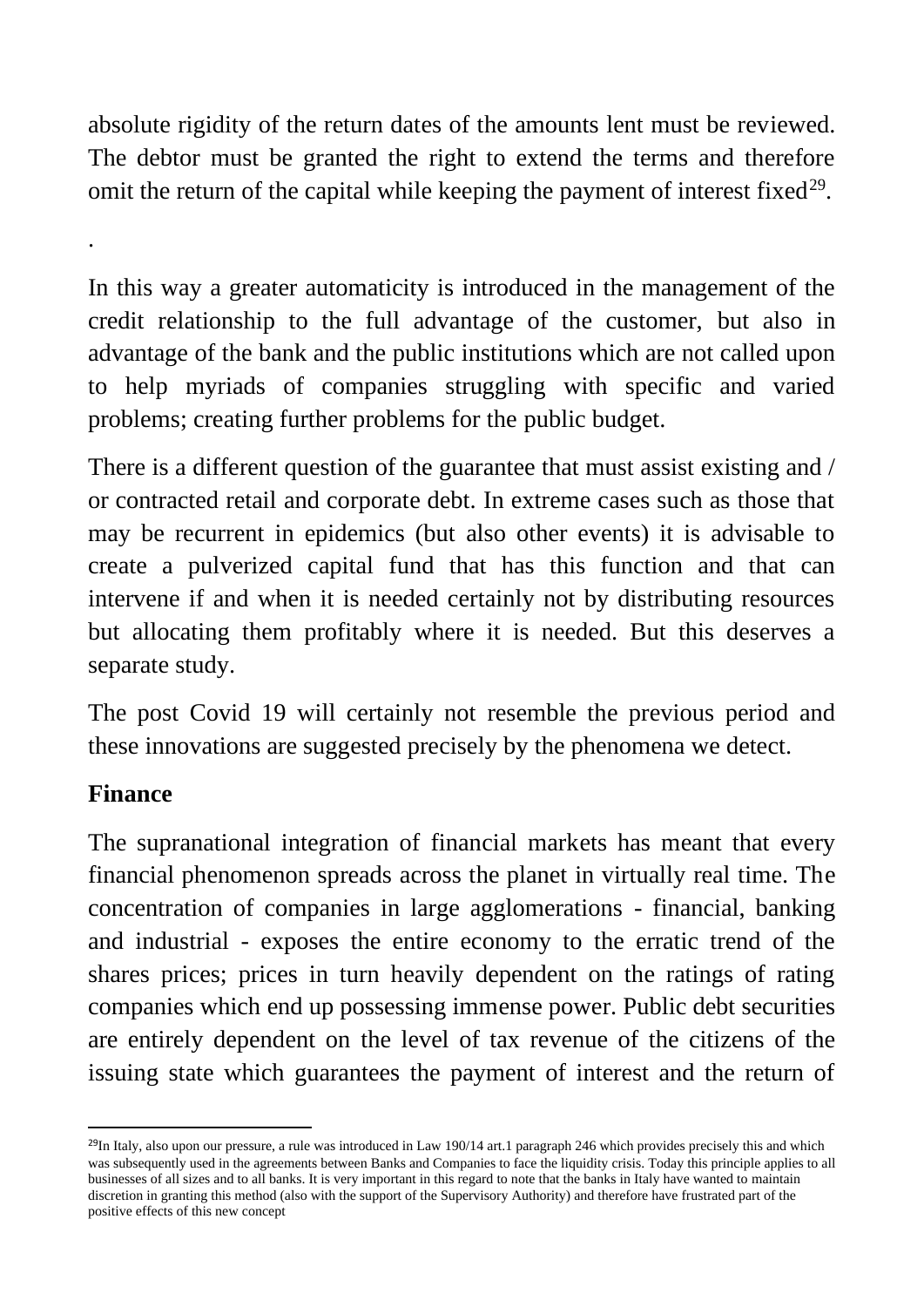absolute rigidity of the return dates of the amounts lent must be reviewed. The debtor must be granted the right to extend the terms and therefore omit the return of the capital while keeping the payment of interest fixed[29].

.

In this way a greater automaticity is introduced in the management of the credit relationship to the full advantage of the customer, but also in advantage of the bank and the public institutions which are not called upon to help myriads of companies struggling with specific and varied problems; creating further problems for the public budget.

There is a different question of the guarantee that must assist existing and / or contracted retail and corporate debt. In extreme cases such as those that may be recurrent in epidemics (but also other events) it is advisable to create a pulverized capital fund that has this function and that can intervene if and when it is needed certainly not by distributing resources but allocating them profitably where it is needed. But this deserves a separate study.

The post Covid 19 will certainly not resemble the previous period and these innovations are suggested precisely by the phenomena we detect.

**Finance**

The supranational integration of financial markets has meant that every financial phenomenon spreads across the planet in virtually real time. The concentration of companies in large agglomerations - financial, banking and industrial - exposes the entire economy to the erratic trend of the shares prices; prices in turn heavily dependent on the ratings of rating companies which end up possessing immense power. Public debt securities are entirely dependent on the level of tax revenue of the citizens of the issuing state which guarantees the payment of interest and the return of

---

[29] In Italy, also upon our pressure, a rule was introduced in Law 190/14 art.1 paragraph 246 which provides precisely this and which was subsequently used in the agreements between Banks and Companies to face the liquidity crisis. Today this principle applies to all businesses of all sizes and to all banks. It is very important in this regard to note that the banks in Italy have wanted to maintain discretion in granting this method (also with the support of the Supervisory Authority) and therefore have frustrated part of the positive effects of this new concept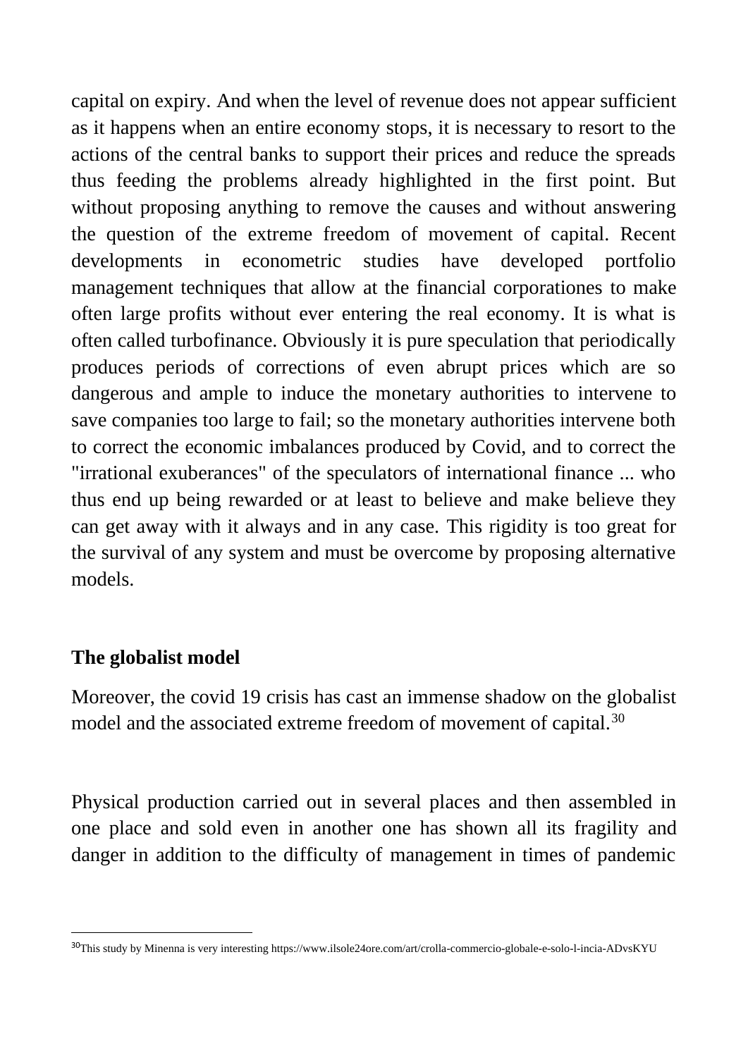capital on expiry. And when the level of revenue does not appear sufficient as it happens when an entire economy stops, it is necessary to resort to the actions of the central banks to support their prices and reduce the spreads thus feeding the problems already highlighted in the first point. But without proposing anything to remove the causes and without answering the question of the extreme freedom of movement of capital. Recent developments in econometric studies have developed portfolio management techniques that allow at the financial corporationes to make often large profits without ever entering the real economy. It is what is often called turbofinance. Obviously it is pure speculation that periodically produces periods of corrections of even abrupt prices which are so dangerous and ample to induce the monetary authorities to intervene to save companies too large to fail; so the monetary authorities intervene both to correct the economic imbalances produced by Covid, and to correct the "irrational exuberances" of the speculators of international finance ... who thus end up being rewarded or at least to believe and make believe they can get away with it always and in any case. This rigidity is too great for the survival of any system and must be overcome by proposing alternative models.

**The globalist model**

Moreover, the covid 19 crisis has cast an immense shadow on the globalist model and the associated extreme freedom of movement of capital.[30]

Physical production carried out in several places and then assembled in one place and sold even in another one has shown all its fragility and danger in addition to the difficulty of management in times of pandemic

[30] This study by Minenna is very interesting https://www.ilsole24ore.com/art/crolla-commercio-globale-e-solo-l-incia-ADvsKYU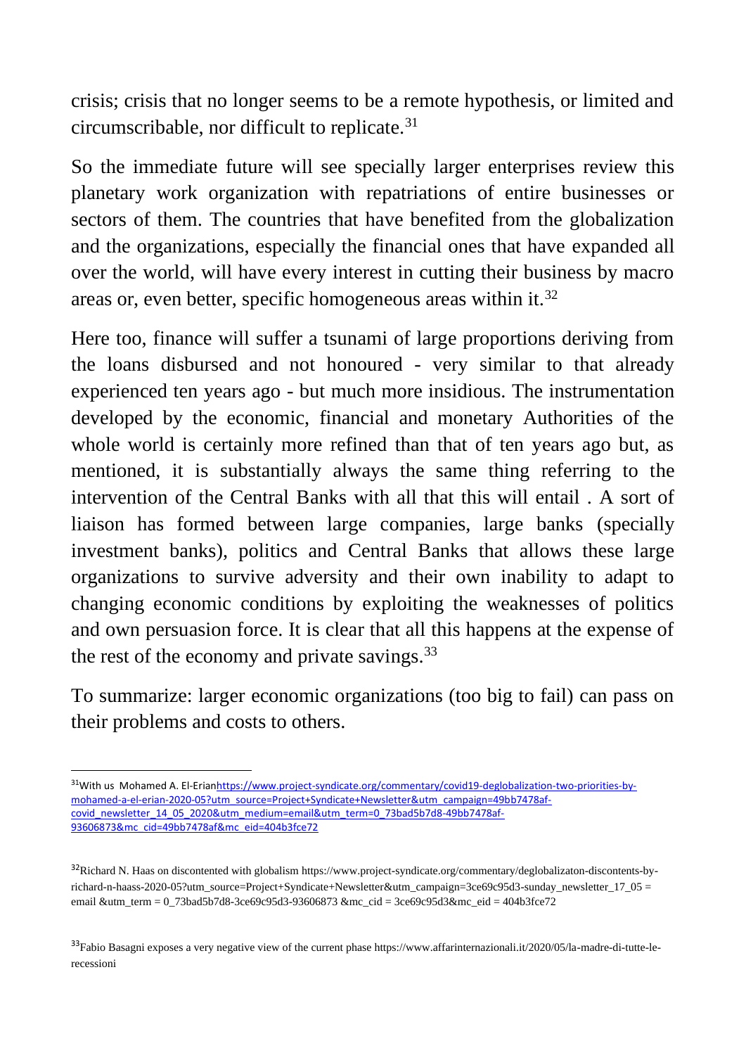crisis; crisis that no longer seems to be a remote hypothesis, or limited and circumscribable, nor difficult to replicate.[31]

So the immediate future will see specially larger enterprises review this planetary work organization with repatriations of entire businesses or sectors of them. The countries that have benefited from the globalization and the organizations, especially the financial ones that have expanded all over the world, will have every interest in cutting their business by macro areas or, even better, specific homogeneous areas within it.[32]

Here too, finance will suffer a tsunami of large proportions deriving from the loans disbursed and not honoured - very similar to that already experienced ten years ago - but much more insidious. The instrumentation developed by the economic, financial and monetary Authorities of the whole world is certainly more refined than that of ten years ago but, as mentioned, it is substantially always the same thing referring to the intervention of the Central Banks with all that this will entail . A sort of liaison has formed between large companies, large banks (specially investment banks), politics and Central Banks that allows these large organizations to survive adversity and their own inability to adapt to changing economic conditions by exploiting the weaknesses of politics and own persuasion force. It is clear that all this happens at the expense of the rest of the economy and private savings.[33]

To summarize: larger economic organizations (too big to fail) can pass on their problems and costs to others.

---

[31]With us Mohamed A. El-Erianhttps://www.project-syndicate.org/commentary/covid19-deglobalization-two-priorities-by-mohamed-a-el-erian-2020-05?utm_source=Project+Syndicate+Newsletter&utm_campaign=49bb7478af-covid_newsletter_14_05_2020&utm_medium=email&utm_term=0_73bad5b7d8-49bb7478af-93606873&mc_cid=49bb7478af&mc_eid=404b3fce72

[32]Richard N. Haas on discontented with globalism https://www.project-syndicate.org/commentary/deglobalizaton-discontents-by-richard-n-haass-2020-05?utm_source=Project+Syndicate+Newsletter&utm_campaign=3ce69c95d3-sunday_newsletter_17_05 = email &utm_term = 0_73bad5b7d8-3ce69c95d3-93606873 &mc_cid = 3ce69c95d3&mc_eid = 404b3fce72

[33]Fabio Basagni exposes a very negative view of the current phase https://www.affarinternazionali.it/2020/05/la-madre-di-tutte-le-recessioni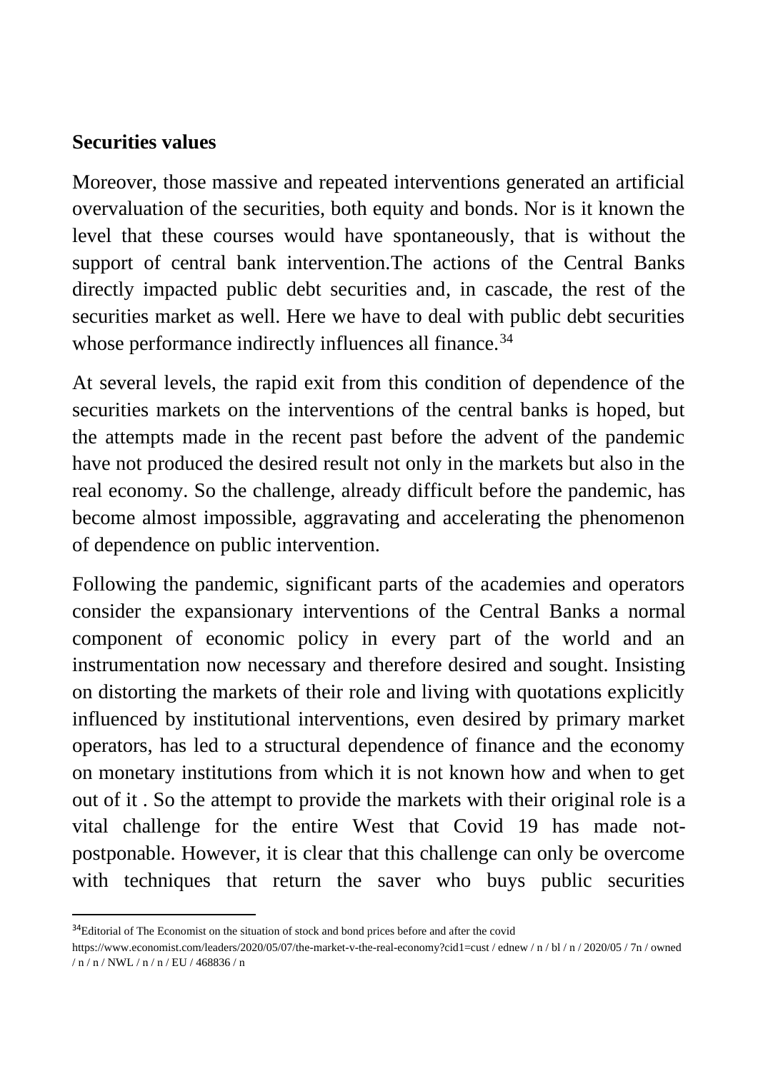**Securities values**

Moreover, those massive and repeated interventions generated an artificial overvaluation of the securities, both equity and bonds. Nor is it known the level that these courses would have spontaneously, that is without the support of central bank intervention.The actions of the Central Banks directly impacted public debt securities and, in cascade, the rest of the securities market as well. Here we have to deal with public debt securities whose performance indirectly influences all finance.[34]

At several levels, the rapid exit from this condition of dependence of the securities markets on the interventions of the central banks is hoped, but the attempts made in the recent past before the advent of the pandemic have not produced the desired result not only in the markets but also in the real economy. So the challenge, already difficult before the pandemic, has become almost impossible, aggravating and accelerating the phenomenon of dependence on public intervention.

Following the pandemic, significant parts of the academies and operators consider the expansionary interventions of the Central Banks a normal component of economic policy in every part of the world and an instrumentation now necessary and therefore desired and sought. Insisting on distorting the markets of their role and living with quotations explicitly influenced by institutional interventions, even desired by primary market operators, has led to a structural dependence of finance and the economy on monetary institutions from which it is not known how and when to get out of it . So the attempt to provide the markets with their original role is a vital challenge for the entire West that Covid 19 has made not-postponable. However, it is clear that this challenge can only be overcome with techniques that return the saver who buys public securities

---

[34] Editorial of The Economist on the situation of stock and bond prices before and after the covid https://www.economist.com/leaders/2020/05/07/the-market-v-the-real-economy?cid1=cust / ednew / n / bl / n / 2020/05 / 7n / owned / n / n / NWL / n / n / EU / 468836 / n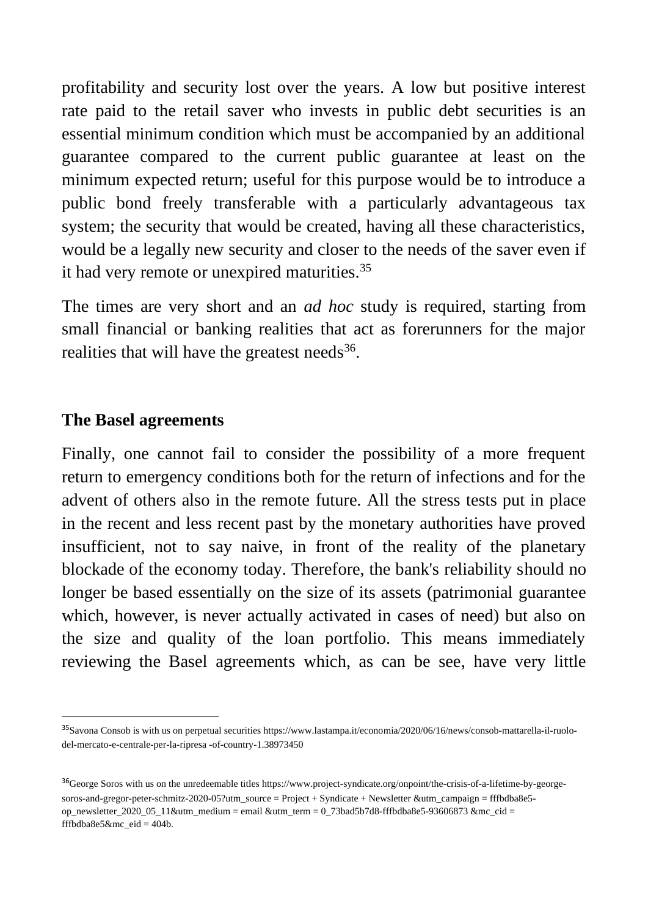profitability and security lost over the years. A low but positive interest rate paid to the retail saver who invests in public debt securities is an essential minimum condition which must be accompanied by an additional guarantee compared to the current public guarantee at least on the minimum expected return; useful for this purpose would be to introduce a public bond freely transferable with a particularly advantageous tax system; the security that would be created, having all these characteristics, would be a legally new security and closer to the needs of the saver even if it had very remote or unexpired maturities.[35]

The times are very short and an *ad hoc* study is required, starting from small financial or banking realities that act as forerunners for the major realities that will have the greatest needs[36].

## The Basel agreements

Finally, one cannot fail to consider the possibility of a more frequent return to emergency conditions both for the return of infections and for the advent of others also in the remote future. All the stress tests put in place in the recent and less recent past by the monetary authorities have proved insufficient, not to say naive, in front of the reality of the planetary blockade of the economy today. Therefore, the bank's reliability should no longer be based essentially on the size of its assets (patrimonial guarantee which, however, is never actually activated in cases of need) but also on the size and quality of the loan portfolio. This means immediately reviewing the Basel agreements which, as can be see, have very little

---

[35] Savona Consob is with us on perpetual securities https://www.lastampa.it/economia/2020/06/16/news/consob-mattarella-il-ruolo-del-mercato-e-centrale-per-la-ripresa -of-country-1.38973450

[36] George Soros with us on the unredeemable titles https://www.project-syndicate.org/onpoint/the-crisis-of-a-lifetime-by-george-soros-and-gregor-peter-schmitz-2020-05?utm_source = Project + Syndicate + Newsletter &utm_campaign = fffbdba8e5-op_newsletter_2020_05_11&utm_medium = email &utm_term = 0_73bad5b7d8-fffbdba8e5-93606873 &mc_cid = fffbdba8e5&mc_eid = 404b.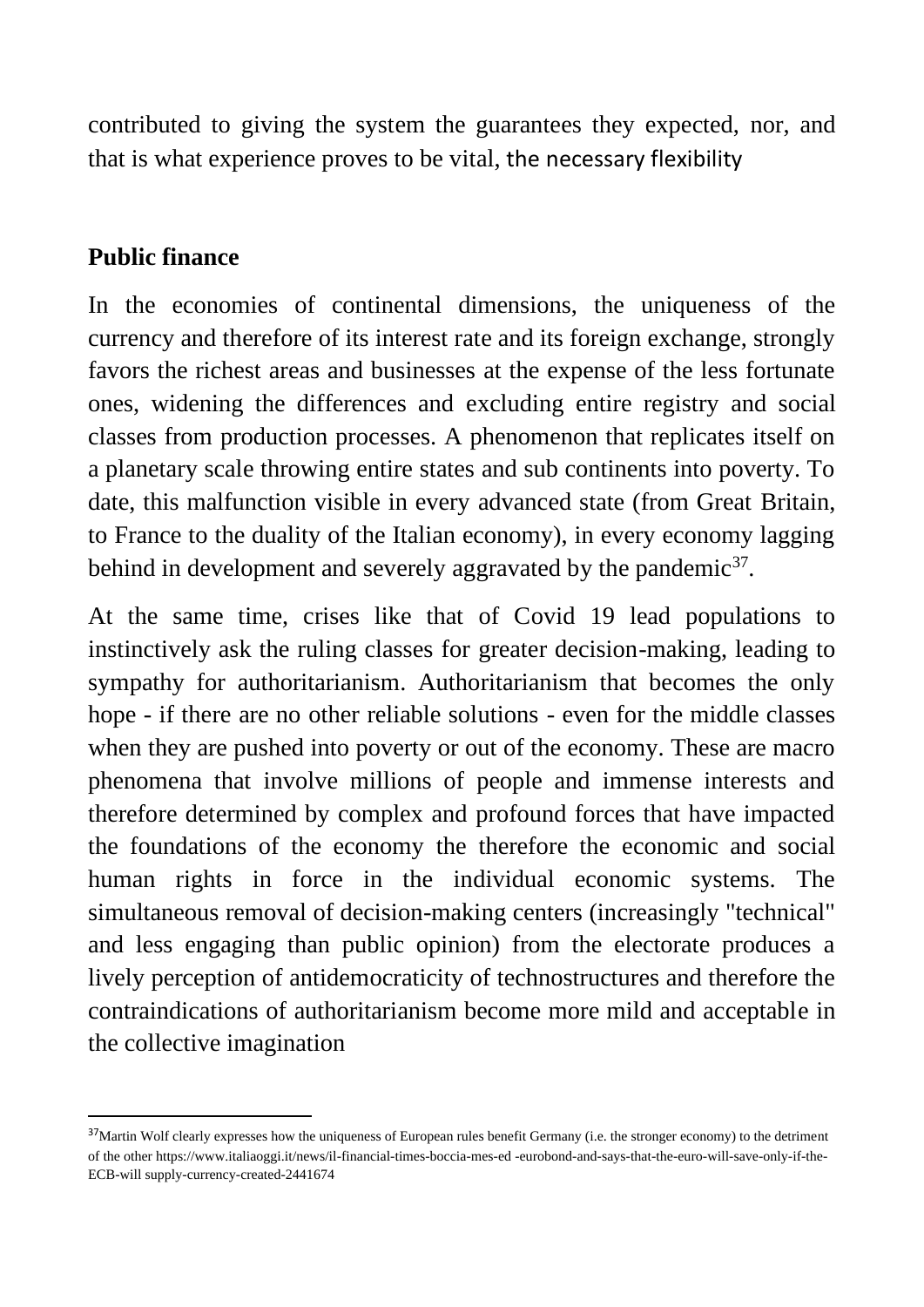contributed to giving the system the guarantees they expected, nor, and that is what experience proves to be vital, the necessary flexibility

## Public finance

In the economies of continental dimensions, the uniqueness of the currency and therefore of its interest rate and its foreign exchange, strongly favors the richest areas and businesses at the expense of the less fortunate ones, widening the differences and excluding entire registry and social classes from production processes. A phenomenon that replicates itself on a planetary scale throwing entire states and sub continents into poverty. To date, this malfunction visible in every advanced state (from Great Britain, to France to the duality of the Italian economy), in every economy lagging behind in development and severely aggravated by the pandemic[37].

At the same time, crises like that of Covid 19 lead populations to instinctively ask the ruling classes for greater decision-making, leading to sympathy for authoritarianism. Authoritarianism that becomes the only hope - if there are no other reliable solutions - even for the middle classes when they are pushed into poverty or out of the economy. These are macro phenomena that involve millions of people and immense interests and therefore determined by complex and profound forces that have impacted the foundations of the economy the therefore the economic and social human rights in force in the individual economic systems. The simultaneous removal of decision-making centers (increasingly "technical" and less engaging than public opinion) from the electorate produces a lively perception of antidemocraticity of technostructures and therefore the contraindications of authoritarianism become more mild and acceptable in the collective imagination

[37] Martin Wolf clearly expresses how the uniqueness of European rules benefit Germany (i.e. the stronger economy) to the detriment of the other https://www.italiaoggi.it/news/il-financial-times-boccia-mes-ed -eurobond-and-says-that-the-euro-will-save-only-if-the-ECB-will supply-currency-created-2441674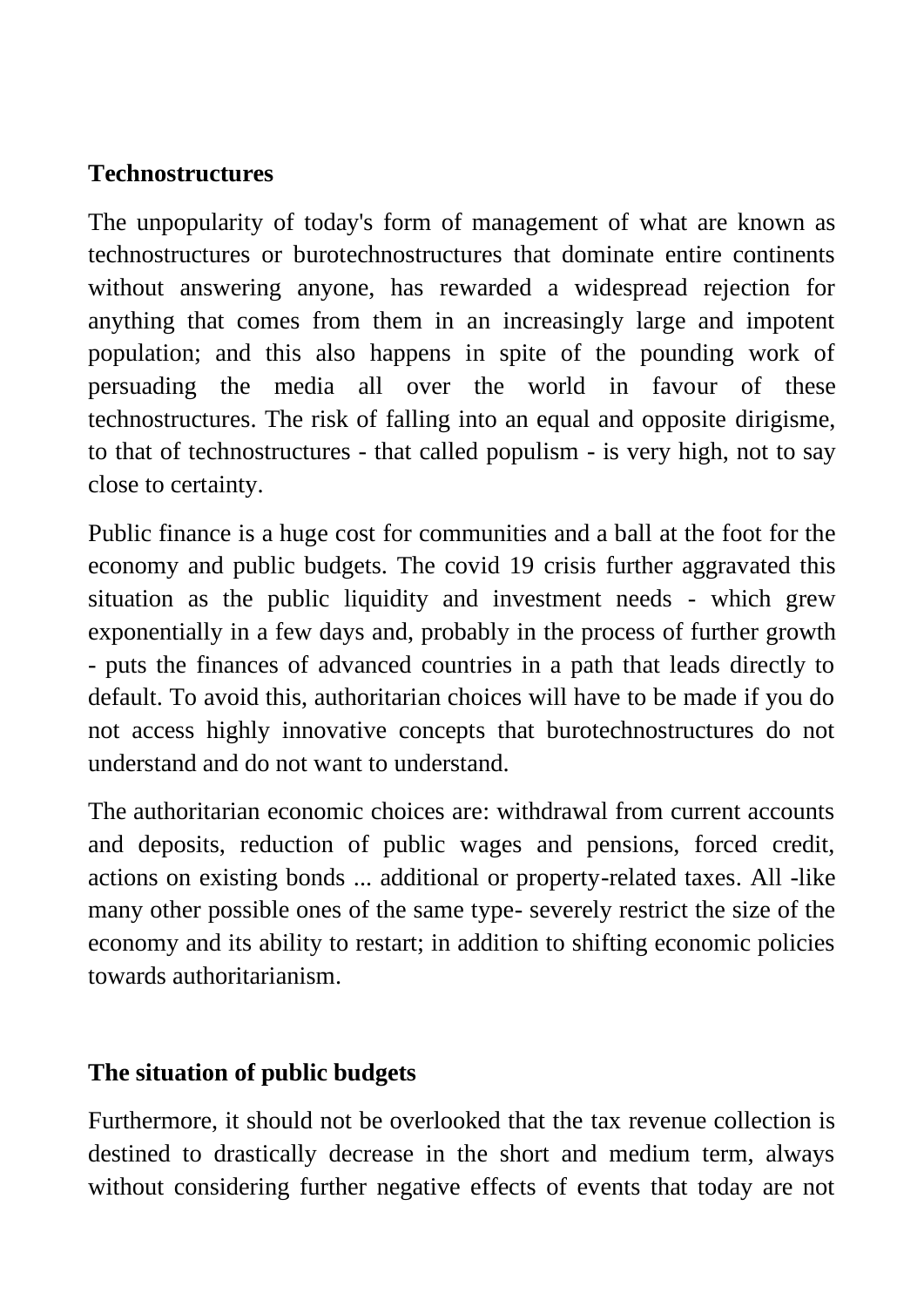**Technostructures**

The unpopularity of today's form of management of what are known as technostructures or burotechnostructures that dominate entire continents without answering anyone, has rewarded a widespread rejection for anything that comes from them in an increasingly large and impotent population; and this also happens in spite of the pounding work of persuading the media all over the world in favour of these technostructures. The risk of falling into an equal and opposite dirigisme, to that of technostructures - that called populism - is very high, not to say close to certainty.

Public finance is a huge cost for communities and a ball at the foot for the economy and public budgets. The covid 19 crisis further aggravated this situation as the public liquidity and investment needs - which grew exponentially in a few days and, probably in the process of further growth - puts the finances of advanced countries in a path that leads directly to default. To avoid this, authoritarian choices will have to be made if you do not access highly innovative concepts that burotechnostructures do not understand and do not want to understand.

The authoritarian economic choices are: withdrawal from current accounts and deposits, reduction of public wages and pensions, forced credit, actions on existing bonds ... additional or property-related taxes. All -like many other possible ones of the same type- severely restrict the size of the economy and its ability to restart; in addition to shifting economic policies towards authoritarianism.

**The situation of public budgets**

Furthermore, it should not be overlooked that the tax revenue collection is destined to drastically decrease in the short and medium term, always without considering further negative effects of events that today are not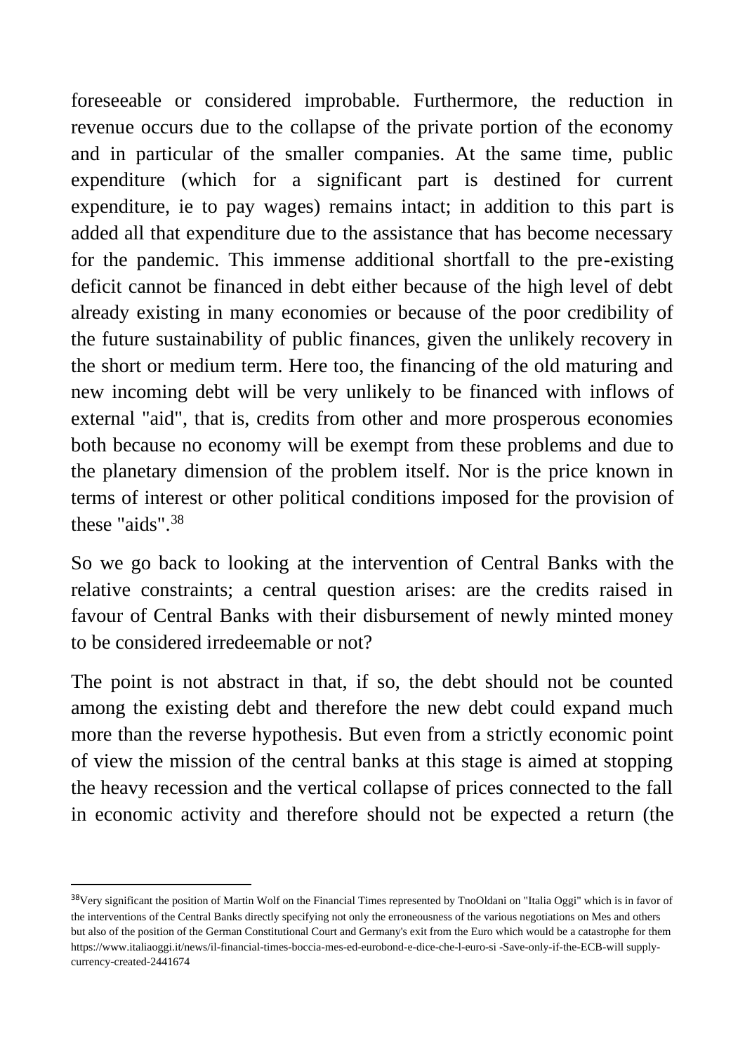foreseeable or considered improbable. Furthermore, the reduction in revenue occurs due to the collapse of the private portion of the economy and in particular of the smaller companies. At the same time, public expenditure (which for a significant part is destined for current expenditure, ie to pay wages) remains intact; in addition to this part is added all that expenditure due to the assistance that has become necessary for the pandemic. This immense additional shortfall to the pre-existing deficit cannot be financed in debt either because of the high level of debt already existing in many economies or because of the poor credibility of the future sustainability of public finances, given the unlikely recovery in the short or medium term. Here too, the financing of the old maturing and new incoming debt will be very unlikely to be financed with inflows of external "aid", that is, credits from other and more prosperous economies both because no economy will be exempt from these problems and due to the planetary dimension of the problem itself. Nor is the price known in terms of interest or other political conditions imposed for the provision of these "aids".[38]

So we go back to looking at the intervention of Central Banks with the relative constraints; a central question arises: are the credits raised in favour of Central Banks with their disbursement of newly minted money to be considered irredeemable or not?

The point is not abstract in that, if so, the debt should not be counted among the existing debt and therefore the new debt could expand much more than the reverse hypothesis. But even from a strictly economic point of view the mission of the central banks at this stage is aimed at stopping the heavy recession and the vertical collapse of prices connected to the fall in economic activity and therefore should not be expected a return (the

---

[38]Very significant the position of Martin Wolf on the Financial Times represented by TnoOldani on "Italia Oggi" which is in favor of the interventions of the Central Banks directly specifying not only the erroneousness of the various negotiations on Mes and others but also of the position of the German Constitutional Court and Germany's exit from the Euro which would be a catastrophe for them https://www.italiaoggi.it/news/il-financial-times-boccia-mes-ed-eurobond-e-dice-che-l-euro-si -Save-only-if-the-ECB-will supply-currency-created-2441674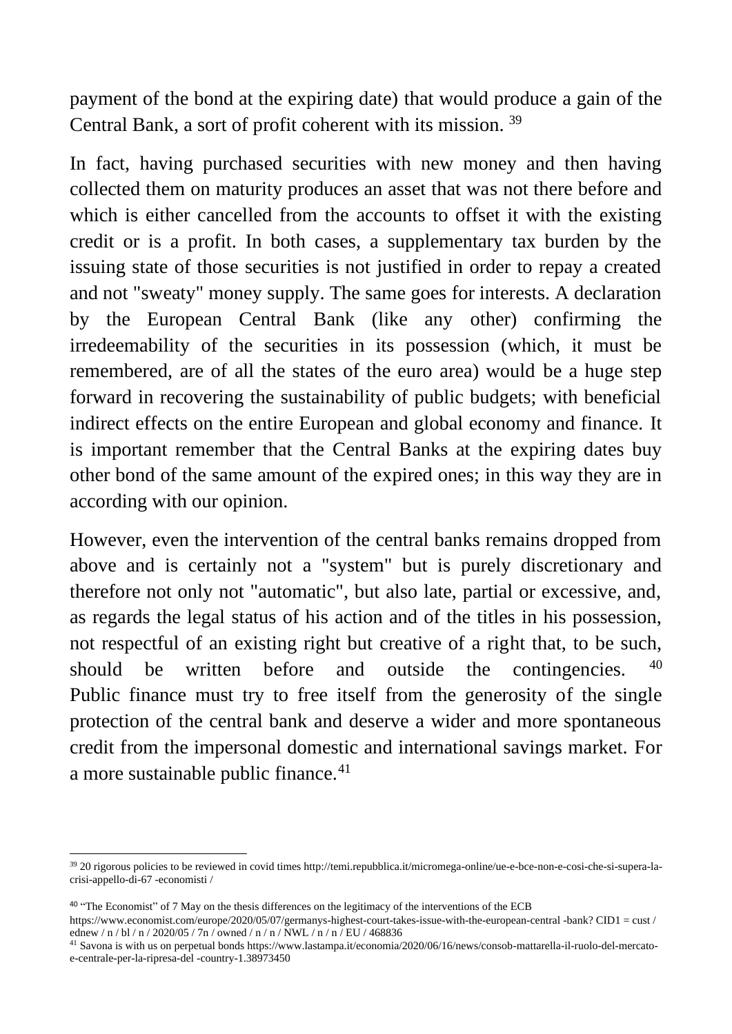payment of the bond at the expiring date) that would produce a gain of the Central Bank, a sort of profit coherent with its mission. [39]

In fact, having purchased securities with new money and then having collected them on maturity produces an asset that was not there before and which is either cancelled from the accounts to offset it with the existing credit or is a profit. In both cases, a supplementary tax burden by the issuing state of those securities is not justified in order to repay a created and not "sweaty" money supply. The same goes for interests. A declaration by the European Central Bank (like any other) confirming the irredeemability of the securities in its possession (which, it must be remembered, are of all the states of the euro area) would be a huge step forward in recovering the sustainability of public budgets; with beneficial indirect effects on the entire European and global economy and finance. It is important remember that the Central Banks at the expiring dates buy other bond of the same amount of the expired ones; in this way they are in according with our opinion.

However, even the intervention of the central banks remains dropped from above and is certainly not a "system" but is purely discretionary and therefore not only not "automatic", but also late, partial or excessive, and, as regards the legal status of his action and of the titles in his possession, not respectful of an existing right but creative of a right that, to be such, should be written before and outside the contingencies. [40] Public finance must try to free itself from the generosity of the single protection of the central bank and deserve a wider and more spontaneous credit from the impersonal domestic and international savings market. For a more sustainable public finance.[41]

---

[39] 20 rigorous policies to be reviewed in covid times http://temi.repubblica.it/micromega-online/ue-e-bce-non-e-cosi-che-si-supera-la-crisi-appello-di-67 -economisti /

[40] "The Economist" of 7 May on the thesis differences on the legitimacy of the interventions of the ECB https://www.economist.com/europe/2020/05/07/germanys-highest-court-takes-issue-with-the-european-central -bank? CID1 = cust / ednew / n / bl / n / 2020/05 / 7n / owned / n / n / NWL / n / n / EU / 468836

[41] Savona is with us on perpetual bonds https://www.lastampa.it/economia/2020/06/16/news/consob-mattarella-il-ruolo-del-mercato-e-centrale-per-la-ripresa-del -country-1.38973450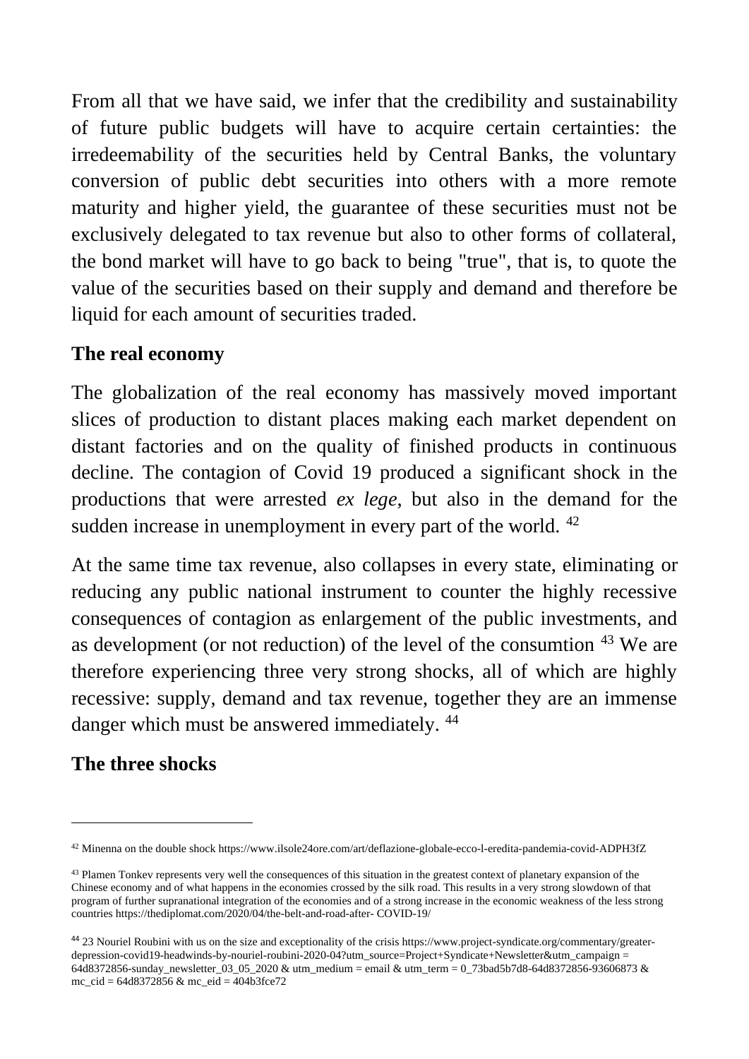From all that we have said, we infer that the credibility and sustainability of future public budgets will have to acquire certain certainties: the irredeemability of the securities held by Central Banks, the voluntary conversion of public debt securities into others with a more remote maturity and higher yield, the guarantee of these securities must not be exclusively delegated to tax revenue but also to other forms of collateral, the bond market will have to go back to being "true", that is, to quote the value of the securities based on their supply and demand and therefore be liquid for each amount of securities traded.

## The real economy

The globalization of the real economy has massively moved important slices of production to distant places making each market dependent on distant factories and on the quality of finished products in continuous decline. The contagion of Covid 19 produced a significant shock in the productions that were arrested *ex lege*, but also in the demand for the sudden increase in unemployment in every part of the world. [42]

At the same time tax revenue, also collapses in every state, eliminating or reducing any public national instrument to counter the highly recessive consequences of contagion as enlargement of the public investments, and as development (or not reduction) of the level of the consumtion [43] We are therefore experiencing three very strong shocks, all of which are highly recessive: supply, demand and tax revenue, together they are an immense danger which must be answered immediately. [44]

## The three shocks

---

[42] Minenna on the double shock https://www.ilsole24ore.com/art/deflazione-globale-ecco-l-eredita-pandemia-covid-ADPH3fZ

[43] Plamen Tonkev represents very well the consequences of this situation in the greatest context of planetary expansion of the Chinese economy and of what happens in the economies crossed by the silk road. This results in a very strong slowdown of that program of further supranational integration of the economies and of a strong increase in the economic weakness of the less strong countries https://thediplomat.com/2020/04/the-belt-and-road-after- COVID-19/

[44] 23 Nouriel Roubini with us on the size and exceptionality of the crisis https://www.project-syndicate.org/commentary/greater-depression-covid19-headwinds-by-nouriel-roubini-2020-04?utm_source=Project+Syndicate+Newsletter&utm_campaign = 64d8372856-sunday_newsletter_03_05_2020 & utm_medium = email & utm_term = 0_73bad5b7d8-64d8372856-93606873 & mc_cid = 64d8372856 & mc_eid = 404b3fce72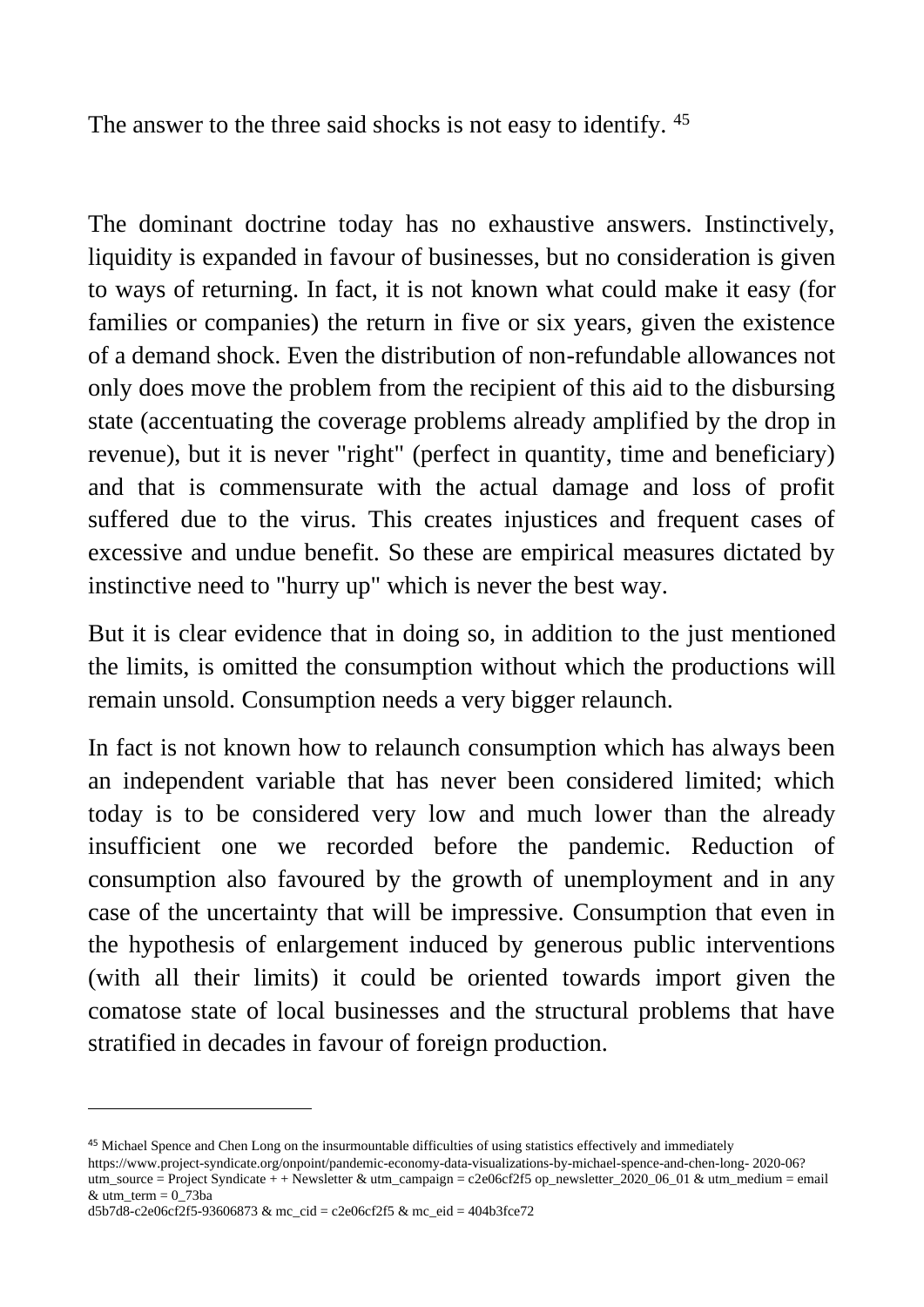The answer to the three said shocks is not easy to identify. [45]

The dominant doctrine today has no exhaustive answers. Instinctively, liquidity is expanded in favour of businesses, but no consideration is given to ways of returning. In fact, it is not known what could make it easy (for families or companies) the return in five or six years, given the existence of a demand shock. Even the distribution of non-refundable allowances not only does move the problem from the recipient of this aid to the disbursing state (accentuating the coverage problems already amplified by the drop in revenue), but it is never "right" (perfect in quantity, time and beneficiary) and that is commensurate with the actual damage and loss of profit suffered due to the virus. This creates injustices and frequent cases of excessive and undue benefit. So these are empirical measures dictated by instinctive need to "hurry up" which is never the best way.

But it is clear evidence that in doing so, in addition to the just mentioned the limits, is omitted the consumption without which the productions will remain unsold. Consumption needs a very bigger relaunch.

In fact is not known how to relaunch consumption which has always been an independent variable that has never been considered limited; which today is to be considered very low and much lower than the already insufficient one we recorded before the pandemic. Reduction of consumption also favoured by the growth of unemployment and in any case of the uncertainty that will be impressive. Consumption that even in the hypothesis of enlargement induced by generous public interventions (with all their limits) it could be oriented towards import given the comatose state of local businesses and the structural problems that have stratified in decades in favour of foreign production.

---

[45] Michael Spence and Chen Long on the insurmountable difficulties of using statistics effectively and immediately https://www.project-syndicate.org/onpoint/pandemic-economy-data-visualizations-by-michael-spence-and-chen-long- 2020-06? utm_source = Project Syndicate + + Newsletter & utm_campaign = c2e06cf2f5 op_newsletter_2020_06_01 & utm_medium = email & utm_term = 0_73ba d5b7d8-c2e06cf2f5-93606873 & mc_cid = c2e06cf2f5 & mc_eid = 404b3fce72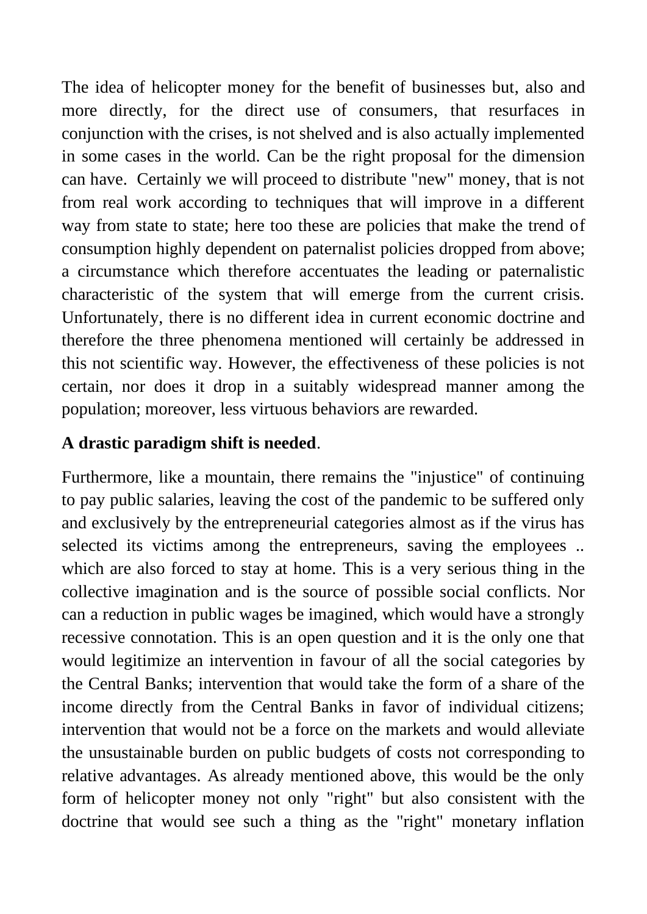The idea of helicopter money for the benefit of businesses but, also and more directly, for the direct use of consumers, that resurfaces in conjunction with the crises, is not shelved and is also actually implemented in some cases in the world. Can be the right proposal for the dimension can have. Certainly we will proceed to distribute "new" money, that is not from real work according to techniques that will improve in a different way from state to state; here too these are policies that make the trend of consumption highly dependent on paternalist policies dropped from above; a circumstance which therefore accentuates the leading or paternalistic characteristic of the system that will emerge from the current crisis. Unfortunately, there is no different idea in current economic doctrine and therefore the three phenomena mentioned will certainly be addressed in this not scientific way. However, the effectiveness of these policies is not certain, nor does it drop in a suitably widespread manner among the population; moreover, less virtuous behaviors are rewarded.

**A drastic paradigm shift is needed**.

Furthermore, like a mountain, there remains the "injustice" of continuing to pay public salaries, leaving the cost of the pandemic to be suffered only and exclusively by the entrepreneurial categories almost as if the virus has selected its victims among the entrepreneurs, saving the employees .. which are also forced to stay at home. This is a very serious thing in the collective imagination and is the source of possible social conflicts. Nor can a reduction in public wages be imagined, which would have a strongly recessive connotation. This is an open question and it is the only one that would legitimize an intervention in favour of all the social categories by the Central Banks; intervention that would take the form of a share of the income directly from the Central Banks in favor of individual citizens; intervention that would not be a force on the markets and would alleviate the unsustainable burden on public budgets of costs not corresponding to relative advantages. As already mentioned above, this would be the only form of helicopter money not only "right" but also consistent with the doctrine that would see such a thing as the "right" monetary inflation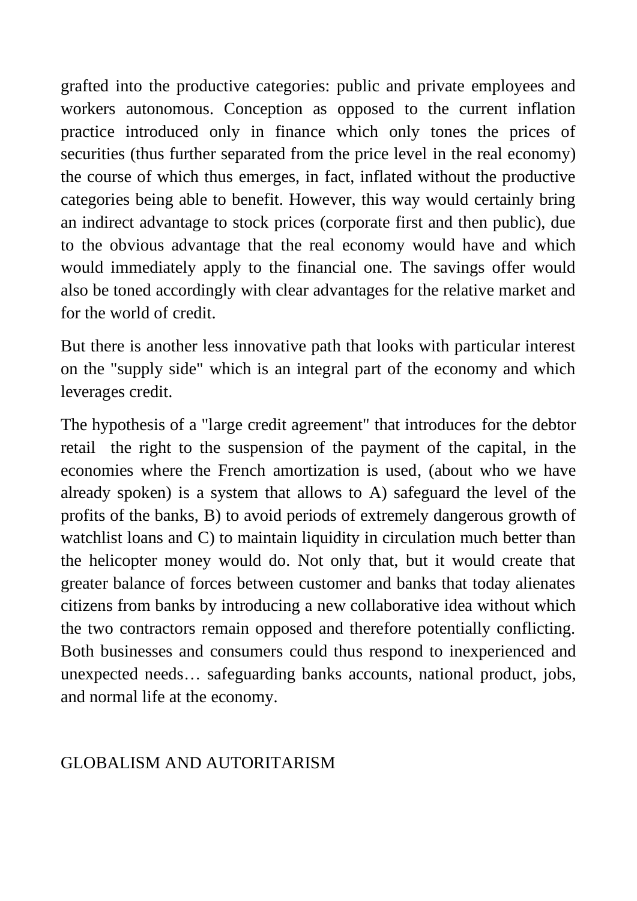grafted into the productive categories: public and private employees and workers autonomous. Conception as opposed to the current inflation practice introduced only in finance which only tones the prices of securities (thus further separated from the price level in the real economy) the course of which thus emerges, in fact, inflated without the productive categories being able to benefit. However, this way would certainly bring an indirect advantage to stock prices (corporate first and then public), due to the obvious advantage that the real economy would have and which would immediately apply to the financial one. The savings offer would also be toned accordingly with clear advantages for the relative market and for the world of credit.

But there is another less innovative path that looks with particular interest on the "supply side" which is an integral part of the economy and which leverages credit.

The hypothesis of a "large credit agreement" that introduces for the debtor retail the right to the suspension of the payment of the capital, in the economies where the French amortization is used, (about who we have already spoken) is a system that allows to A) safeguard the level of the profits of the banks, B) to avoid periods of extremely dangerous growth of watchlist loans and C) to maintain liquidity in circulation much better than the helicopter money would do. Not only that, but it would create that greater balance of forces between customer and banks that today alienates citizens from banks by introducing a new collaborative idea without which the two contractors remain opposed and therefore potentially conflicting. Both businesses and consumers could thus respond to inexperienced and unexpected needs… safeguarding banks accounts, national product, jobs, and normal life at the economy.

## GLOBALISM AND AUTORITARISM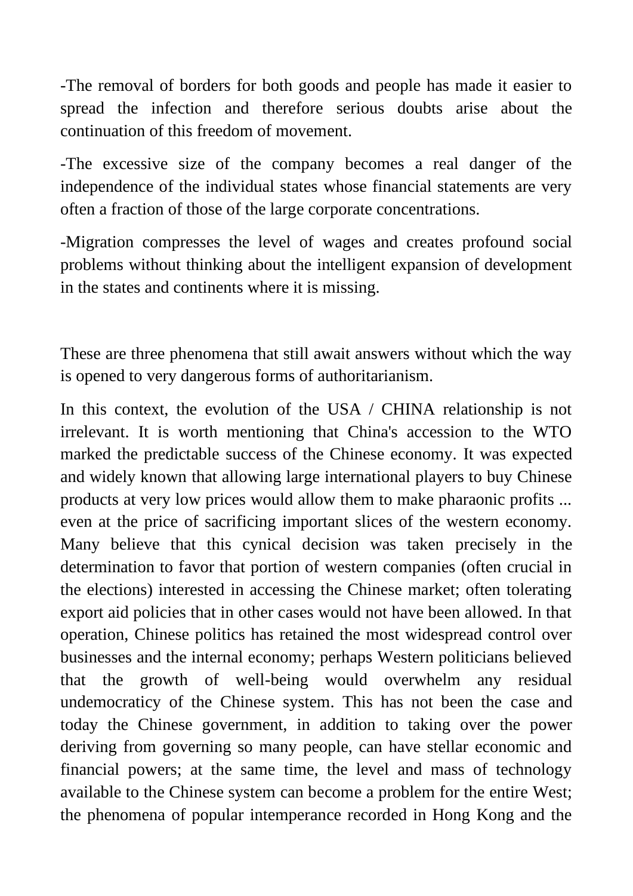-The removal of borders for both goods and people has made it easier to spread the infection and therefore serious doubts arise about the continuation of this freedom of movement.

-The excessive size of the company becomes a real danger of the independence of the individual states whose financial statements are very often a fraction of those of the large corporate concentrations.

-Migration compresses the level of wages and creates profound social problems without thinking about the intelligent expansion of development in the states and continents where it is missing.

These are three phenomena that still await answers without which the way is opened to very dangerous forms of authoritarianism.

In this context, the evolution of the USA / CHINA relationship is not irrelevant. It is worth mentioning that China's accession to the WTO marked the predictable success of the Chinese economy. It was expected and widely known that allowing large international players to buy Chinese products at very low prices would allow them to make pharaonic profits ... even at the price of sacrificing important slices of the western economy. Many believe that this cynical decision was taken precisely in the determination to favor that portion of western companies (often crucial in the elections) interested in accessing the Chinese market; often tolerating export aid policies that in other cases would not have been allowed. In that operation, Chinese politics has retained the most widespread control over businesses and the internal economy; perhaps Western politicians believed that the growth of well-being would overwhelm any residual undemocraticy of the Chinese system. This has not been the case and today the Chinese government, in addition to taking over the power deriving from governing so many people, can have stellar economic and financial powers; at the same time, the level and mass of technology available to the Chinese system can become a problem for the entire West; the phenomena of popular intemperance recorded in Hong Kong and the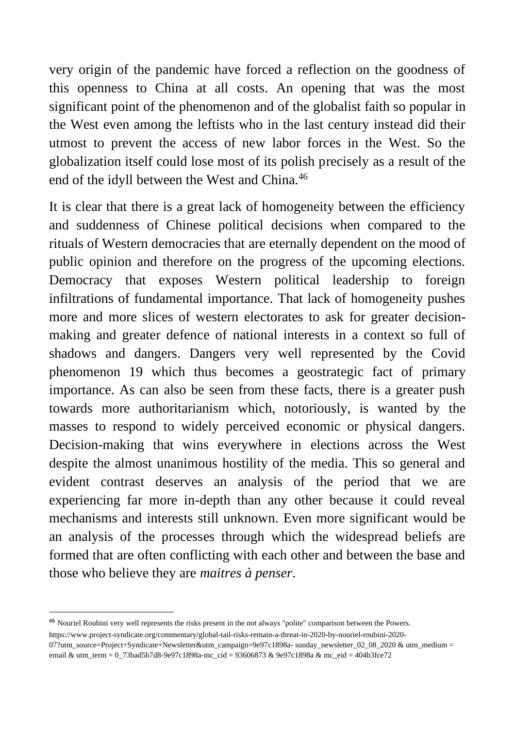very origin of the pandemic have forced a reflection on the goodness of this openness to China at all costs. An opening that was the most significant point of the phenomenon and of the globalist faith so popular in the West even among the leftists who in the last century instead did their utmost to prevent the access of new labor forces in the West. So the globalization itself could lose most of its polish precisely as a result of the end of the idyll between the West and China.[46]

It is clear that there is a great lack of homogeneity between the efficiency and suddenness of Chinese political decisions when compared to the rituals of Western democracies that are eternally dependent on the mood of public opinion and therefore on the progress of the upcoming elections. Democracy that exposes Western political leadership to foreign infiltrations of fundamental importance. That lack of homogeneity pushes more and more slices of western electorates to ask for greater decision-making and greater defence of national interests in a context so full of shadows and dangers. Dangers very well represented by the Covid phenomenon 19 which thus becomes a geostrategic fact of primary importance. As can also be seen from these facts, there is a greater push towards more authoritarianism which, notoriously, is wanted by the masses to respond to widely perceived economic or physical dangers. Decision-making that wins everywhere in elections across the West despite the almost unanimous hostility of the media. This so general and evident contrast deserves an analysis of the period that we are experiencing far more in-depth than any other because it could reveal mechanisms and interests still unknown. Even more significant would be an analysis of the processes through which the widespread beliefs are formed that are often conflicting with each other and between the base and those who believe they are *maitres à penser*.

---

[46] Nouriel Roubini very well represents the risks present in the not always "polite" comparison between the Powers. https://www.project-syndicate.org/commentary/global-tail-risks-remain-a-threat-in-2020-by-nouriel-roubini-2020-07?utm_source=Project+Syndicate+Newsletter&utm_campaign=9e97c1898a- sunday_newsletter_02_08_2020 & utm_medium = email & utm_term = 0_73bad5b7d8-9e97c1898a-mc_cid = 93606873 & 9e97c1898a & mc_eid = 404b3fce72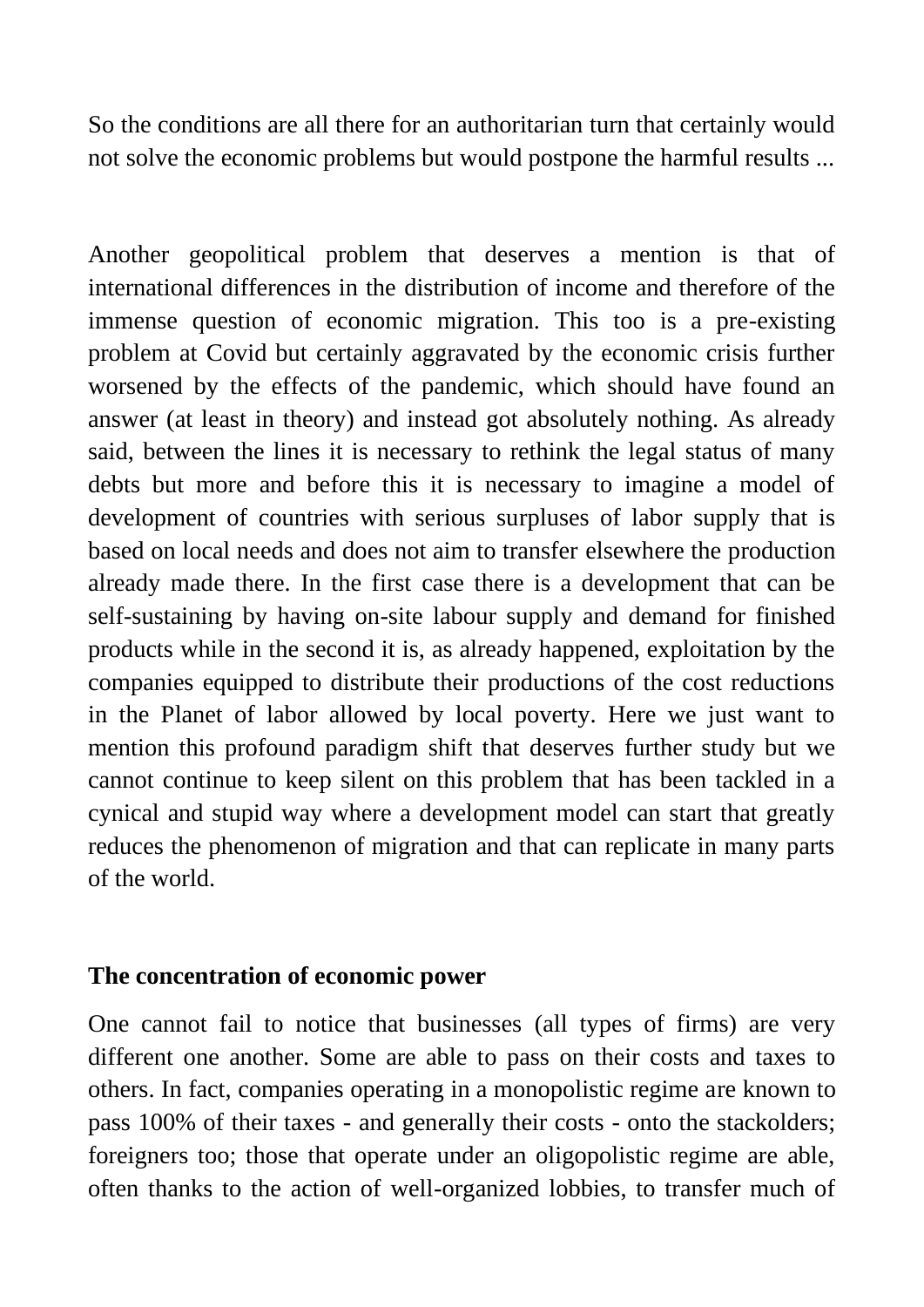So the conditions are all there for an authoritarian turn that certainly would not solve the economic problems but would postpone the harmful results ...

Another geopolitical problem that deserves a mention is that of international differences in the distribution of income and therefore of the immense question of economic migration. This too is a pre-existing problem at Covid but certainly aggravated by the economic crisis further worsened by the effects of the pandemic, which should have found an answer (at least in theory) and instead got absolutely nothing. As already said, between the lines it is necessary to rethink the legal status of many debts but more and before this it is necessary to imagine a model of development of countries with serious surpluses of labor supply that is based on local needs and does not aim to transfer elsewhere the production already made there. In the first case there is a development that can be self-sustaining by having on-site labour supply and demand for finished products while in the second it is, as already happened, exploitation by the companies equipped to distribute their productions of the cost reductions in the Planet of labor allowed by local poverty. Here we just want to mention this profound paradigm shift that deserves further study but we cannot continue to keep silent on this problem that has been tackled in a cynical and stupid way where a development model can start that greatly reduces the phenomenon of migration and that can replicate in many parts of the world.

**The concentration of economic power**

One cannot fail to notice that businesses (all types of firms) are very different one another. Some are able to pass on their costs and taxes to others. In fact, companies operating in a monopolistic regime are known to pass 100% of their taxes - and generally their costs - onto the stackolders; foreigners too; those that operate under an oligopolistic regime are able, often thanks to the action of well-organized lobbies, to transfer much of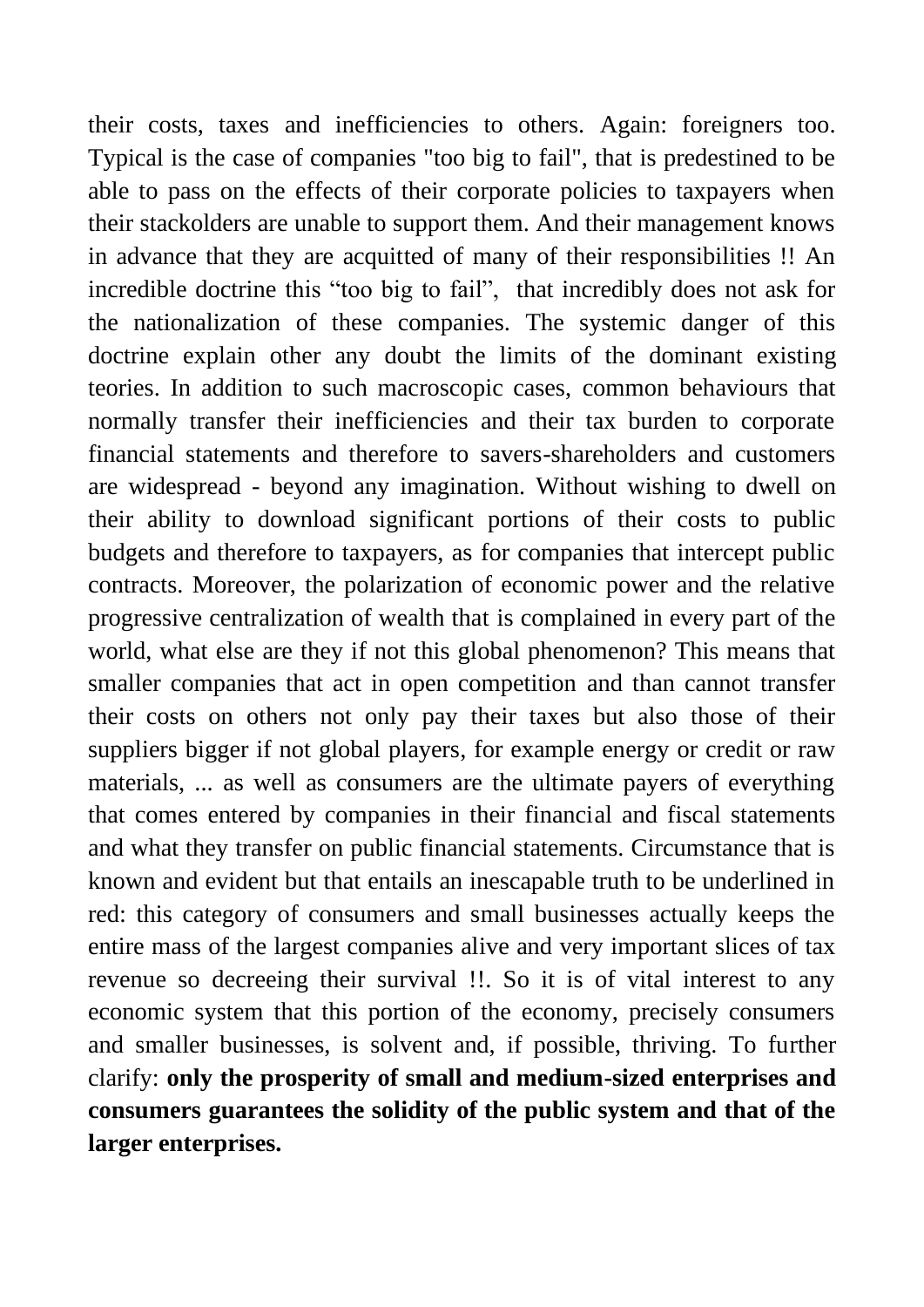their costs, taxes and inefficiencies to others. Again: foreigners too. Typical is the case of companies "too big to fail", that is predestined to be able to pass on the effects of their corporate policies to taxpayers when their stackolders are unable to support them. And their management knows in advance that they are acquitted of many of their responsibilities !! An incredible doctrine this “too big to fail”, that incredibly does not ask for the nationalization of these companies. The systemic danger of this doctrine explain other any doubt the limits of the dominant existing teories. In addition to such macroscopic cases, common behaviours that normally transfer their inefficiencies and their tax burden to corporate financial statements and therefore to savers-shareholders and customers are widespread - beyond any imagination. Without wishing to dwell on their ability to download significant portions of their costs to public budgets and therefore to taxpayers, as for companies that intercept public contracts. Moreover, the polarization of economic power and the relative progressive centralization of wealth that is complained in every part of the world, what else are they if not this global phenomenon? This means that smaller companies that act in open competition and than cannot transfer their costs on others not only pay their taxes but also those of their suppliers bigger if not global players, for example energy or credit or raw materials, ... as well as consumers are the ultimate payers of everything that comes entered by companies in their financial and fiscal statements and what they transfer on public financial statements. Circumstance that is known and evident but that entails an inescapable truth to be underlined in red: this category of consumers and small businesses actually keeps the entire mass of the largest companies alive and very important slices of tax revenue so decreeing their survival !!. So it is of vital interest to any economic system that this portion of the economy, precisely consumers and smaller businesses, is solvent and, if possible, thriving. To further clarify: **only the prosperity of small and medium-sized enterprises and consumers guarantees the solidity of the public system and that of the larger enterprises.**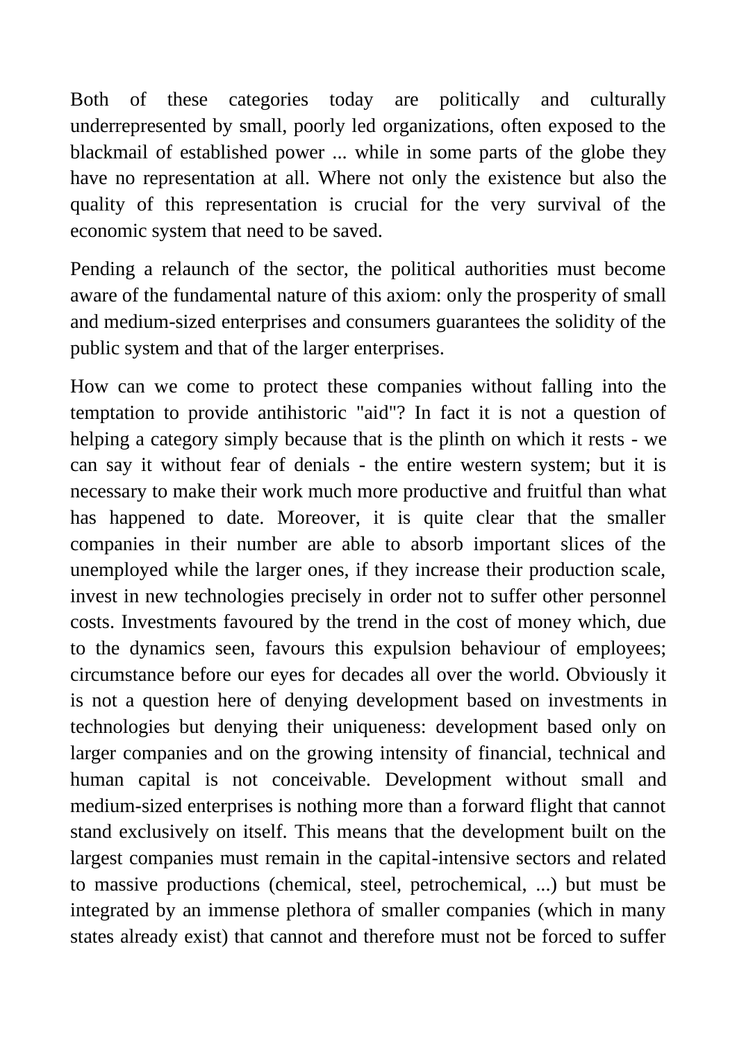Both of these categories today are politically and culturally underrepresented by small, poorly led organizations, often exposed to the blackmail of established power ... while in some parts of the globe they have no representation at all. Where not only the existence but also the quality of this representation is crucial for the very survival of the economic system that need to be saved.

Pending a relaunch of the sector, the political authorities must become aware of the fundamental nature of this axiom: only the prosperity of small and medium-sized enterprises and consumers guarantees the solidity of the public system and that of the larger enterprises.

How can we come to protect these companies without falling into the temptation to provide antihistoric "aid"? In fact it is not a question of helping a category simply because that is the plinth on which it rests - we can say it without fear of denials - the entire western system; but it is necessary to make their work much more productive and fruitful than what has happened to date. Moreover, it is quite clear that the smaller companies in their number are able to absorb important slices of the unemployed while the larger ones, if they increase their production scale, invest in new technologies precisely in order not to suffer other personnel costs. Investments favoured by the trend in the cost of money which, due to the dynamics seen, favours this expulsion behaviour of employees; circumstance before our eyes for decades all over the world. Obviously it is not a question here of denying development based on investments in technologies but denying their uniqueness: development based only on larger companies and on the growing intensity of financial, technical and human capital is not conceivable. Development without small and medium-sized enterprises is nothing more than a forward flight that cannot stand exclusively on itself. This means that the development built on the largest companies must remain in the capital-intensive sectors and related to massive productions (chemical, steel, petrochemical, ...) but must be integrated by an immense plethora of smaller companies (which in many states already exist) that cannot and therefore must not be forced to suffer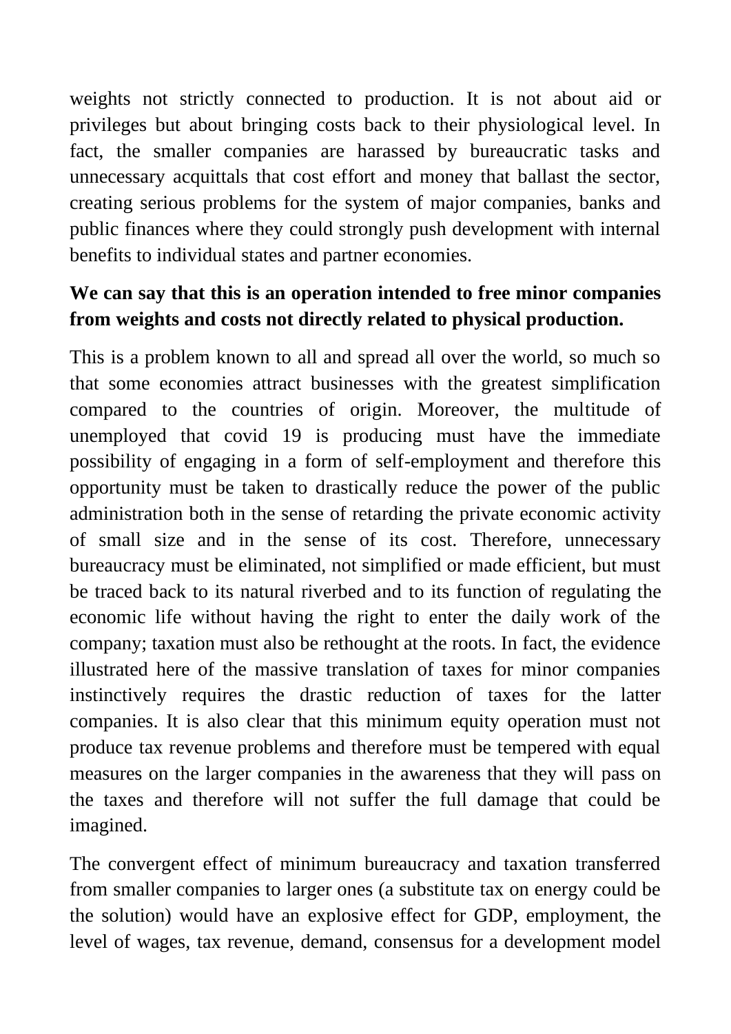weights not strictly connected to production. It is not about aid or privileges but about bringing costs back to their physiological level. In fact, the smaller companies are harassed by bureaucratic tasks and unnecessary acquittals that cost effort and money that ballast the sector, creating serious problems for the system of major companies, banks and public finances where they could strongly push development with internal benefits to individual states and partner economies.

**We can say that this is an operation intended to free minor companies from weights and costs not directly related to physical production.**

This is a problem known to all and spread all over the world, so much so that some economies attract businesses with the greatest simplification compared to the countries of origin. Moreover, the multitude of unemployed that covid 19 is producing must have the immediate possibility of engaging in a form of self-employment and therefore this opportunity must be taken to drastically reduce the power of the public administration both in the sense of retarding the private economic activity of small size and in the sense of its cost. Therefore, unnecessary bureaucracy must be eliminated, not simplified or made efficient, but must be traced back to its natural riverbed and to its function of regulating the economic life without having the right to enter the daily work of the company; taxation must also be rethought at the roots. In fact, the evidence illustrated here of the massive translation of taxes for minor companies instinctively requires the drastic reduction of taxes for the latter companies. It is also clear that this minimum equity operation must not produce tax revenue problems and therefore must be tempered with equal measures on the larger companies in the awareness that they will pass on the taxes and therefore will not suffer the full damage that could be imagined.

The convergent effect of minimum bureaucracy and taxation transferred from smaller companies to larger ones (a substitute tax on energy could be the solution) would have an explosive effect for GDP, employment, the level of wages, tax revenue, demand, consensus for a development model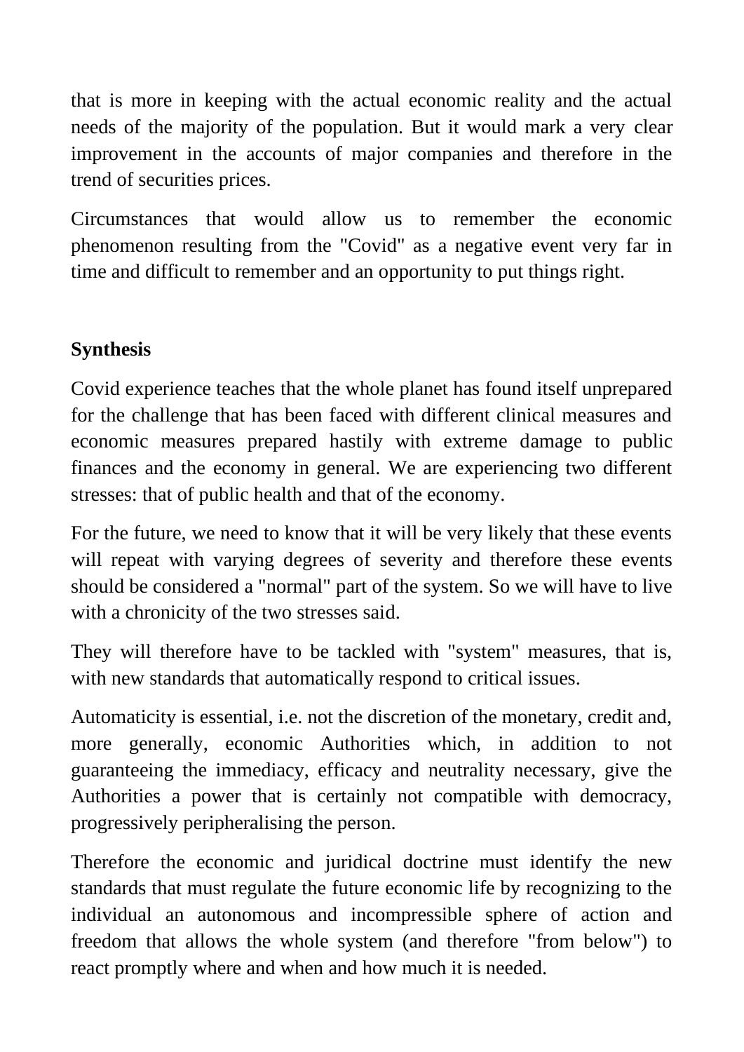that is more in keeping with the actual economic reality and the actual needs of the majority of the population. But it would mark a very clear improvement in the accounts of major companies and therefore in the trend of securities prices.

Circumstances that would allow us to remember the economic phenomenon resulting from the "Covid" as a negative event very far in time and difficult to remember and an opportunity to put things right.

**Synthesis**

Covid experience teaches that the whole planet has found itself unprepared for the challenge that has been faced with different clinical measures and economic measures prepared hastily with extreme damage to public finances and the economy in general. We are experiencing two different stresses: that of public health and that of the economy.

For the future, we need to know that it will be very likely that these events will repeat with varying degrees of severity and therefore these events should be considered a "normal" part of the system. So we will have to live with a chronicity of the two stresses said.

They will therefore have to be tackled with "system" measures, that is, with new standards that automatically respond to critical issues.

Automaticity is essential, i.e. not the discretion of the monetary, credit and, more generally, economic Authorities which, in addition to not guaranteeing the immediacy, efficacy and neutrality necessary, give the Authorities a power that is certainly not compatible with democracy, progressively peripheralising the person.

Therefore the economic and juridical doctrine must identify the new standards that must regulate the future economic life by recognizing to the individual an autonomous and incompressible sphere of action and freedom that allows the whole system (and therefore "from below") to react promptly where and when and how much it is needed.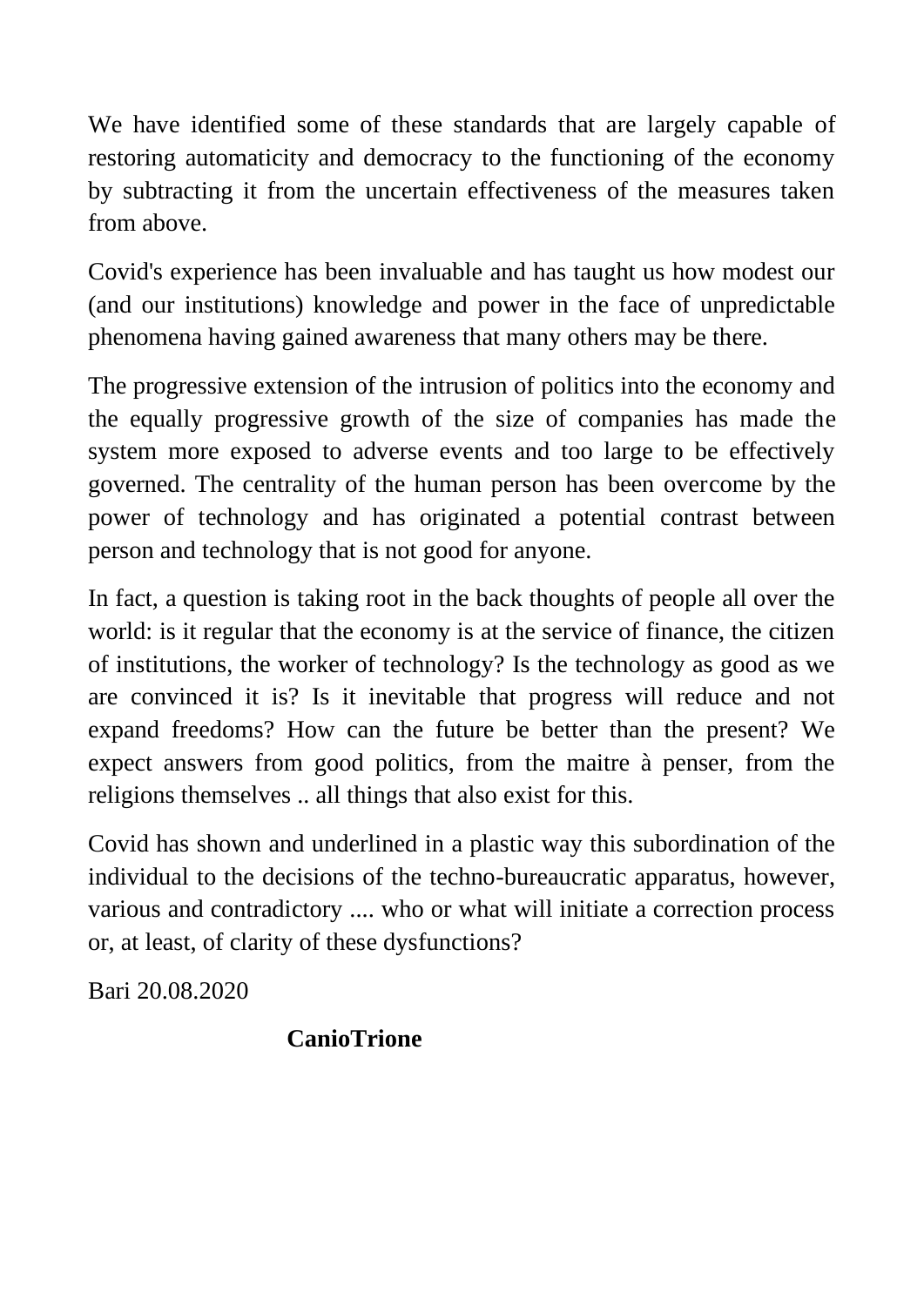We have identified some of these standards that are largely capable of restoring automaticity and democracy to the functioning of the economy by subtracting it from the uncertain effectiveness of the measures taken from above.

Covid's experience has been invaluable and has taught us how modest our (and our institutions) knowledge and power in the face of unpredictable phenomena having gained awareness that many others may be there.

The progressive extension of the intrusion of politics into the economy and the equally progressive growth of the size of companies has made the system more exposed to adverse events and too large to be effectively governed. The centrality of the human person has been overcome by the power of technology and has originated a potential contrast between person and technology that is not good for anyone.

In fact, a question is taking root in the back thoughts of people all over the world: is it regular that the economy is at the service of finance, the citizen of institutions, the worker of technology? Is the technology as good as we are convinced it is? Is it inevitable that progress will reduce and not expand freedoms? How can the future be better than the present? We expect answers from good politics, from the maitre à penser, from the religions themselves .. all things that also exist for this.

Covid has shown and underlined in a plastic way this subordination of the individual to the decisions of the techno-bureaucratic apparatus, however, various and contradictory .... who or what will initiate a correction process or, at least, of clarity of these dysfunctions?

Bari 20.08.2020

**CanioTrione**